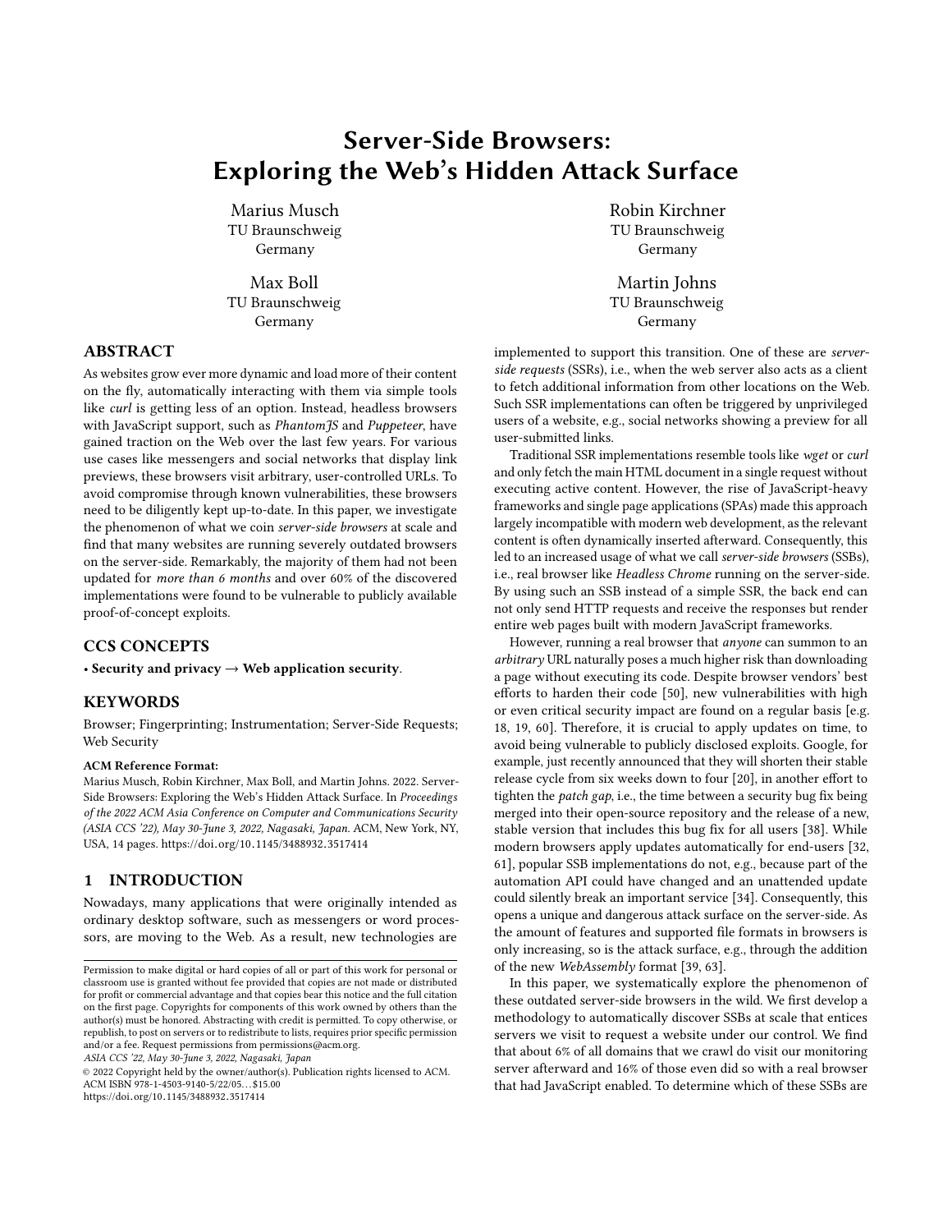# Server-Side Browsers: Exploring the Web's Hidden Attack Surface

Marius Musch
TU Braunschweig
Germany

Robin Kirchner
TU Braunschweig
Germany

Max Boll
TU Braunschweig
Germany

Martin Johns
TU Braunschweig
Germany

## ABSTRACT

As websites grow ever more dynamic and load more of their content on the fly, automatically interacting with them via simple tools like *curl* is getting less of an option. Instead, headless browsers with JavaScript support, such as *PhantomJS* and *Puppeteer*, have gained traction on the Web over the last few years. For various use cases like messengers and social networks that display link previews, these browsers visit arbitrary, user-controlled URLs. To avoid compromise through known vulnerabilities, these browsers need to be diligently kept up-to-date. In this paper, we investigate the phenomenon of what we coin *server-side browsers* at scale and find that many websites are running severely outdated browsers on the server-side. Remarkably, the majority of them had not been updated for *more than 6 months* and over 60% of the discovered implementations were found to be vulnerable to publicly available proof-of-concept exploits.

## CCS CONCEPTS

• **Security and privacy** → **Web application security**.

## KEYWORDS

Browser; Fingerprinting; Instrumentation; Server-Side Requests; Web Security

**ACM Reference Format:**
Marius Musch, Robin Kirchner, Max Boll, and Martin Johns. 2022. Server-Side Browsers: Exploring the Web's Hidden Attack Surface. In *Proceedings of the 2022 ACM Asia Conference on Computer and Communications Security (ASIA CCS '22), May 30-June 3, 2022, Nagasaki, Japan.* ACM, New York, NY, USA, 14 pages. https://doi.org/10.1145/3488932.3517414

## 1 INTRODUCTION

Nowadays, many applications that were originally intended as ordinary desktop software, such as messengers or word processors, are moving to the Web. As a result, new technologies are implemented to support this transition. One of these are *server-side requests* (SSRs), i.e., when the web server also acts as a client to fetch additional information from other locations on the Web. Such SSR implementations can often be triggered by unprivileged users of a website, e.g., social networks showing a preview for all user-submitted links.

Traditional SSR implementations resemble tools like *wget* or *curl* and only fetch the main HTML document in a single request without executing active content. However, the rise of JavaScript-heavy frameworks and single page applications (SPAs) made this approach largely incompatible with modern web development, as the relevant content is often dynamically inserted afterward. Consequently, this led to an increased usage of what we call *server-side browsers* (SSBs), i.e., real browser like *Headless Chrome* running on the server-side. By using such an SSB instead of a simple SSR, the back end can not only send HTTP requests and receive the responses but render entire web pages built with modern JavaScript frameworks.

However, running a real browser that *anyone* can summon to an *arbitrary* URL naturally poses a much higher risk than downloading a page without executing its code. Despite browser vendors' best efforts to harden their code [50], new vulnerabilities with high or even critical security impact are found on a regular basis [e.g. 18, 19, 60]. Therefore, it is crucial to apply updates on time, to avoid being vulnerable to publicly disclosed exploits. Google, for example, just recently announced that they will shorten their stable release cycle from six weeks down to four [20], in another effort to tighten the *patch gap*, i.e., the time between a security bug fix being merged into their open-source repository and the release of a new, stable version that includes this bug fix for all users [38]. While modern browsers apply updates automatically for end-users [32, 61], popular SSB implementations do not, e.g., because part of the automation API could have changed and an unattended update could silently break an important service [34]. Consequently, this opens a unique and dangerous attack surface on the server-side. As the amount of features and supported file formats in browsers is only increasing, so is the attack surface, e.g., through the addition of the new *WebAssembly* format [39, 63].

In this paper, we systematically explore the phenomenon of these outdated server-side browsers in the wild. We first develop a methodology to automatically discover SSBs at scale that entices servers we visit to request a website under our control. We find that about 6% of all domains that we crawl do visit our monitoring server afterward and 16% of those even did so with a real browser that had JavaScript enabled. To determine which of these SSBs are

---

Permission to make digital or hard copies of all or part of this work for personal or classroom use is granted without fee provided that copies are not made or distributed for profit or commercial advantage and that copies bear this notice and the full citation on the first page. Copyrights for components of this work owned by others than the author(s) must be honored. Abstracting with credit is permitted. To copy otherwise, or republish, to post on servers or to redistribute to lists, requires prior specific permission and/or a fee. Request permissions from permissions@acm.org.
*ASIA CCS '22, May 30-June 3, 2022, Nagasaki, Japan*
© 2022 Copyright held by the owner/author(s). Publication rights licensed to ACM.
ACM ISBN 978-1-4503-9140-5/22/05...$15.00
https://doi.org/10.1145/3488932.3517414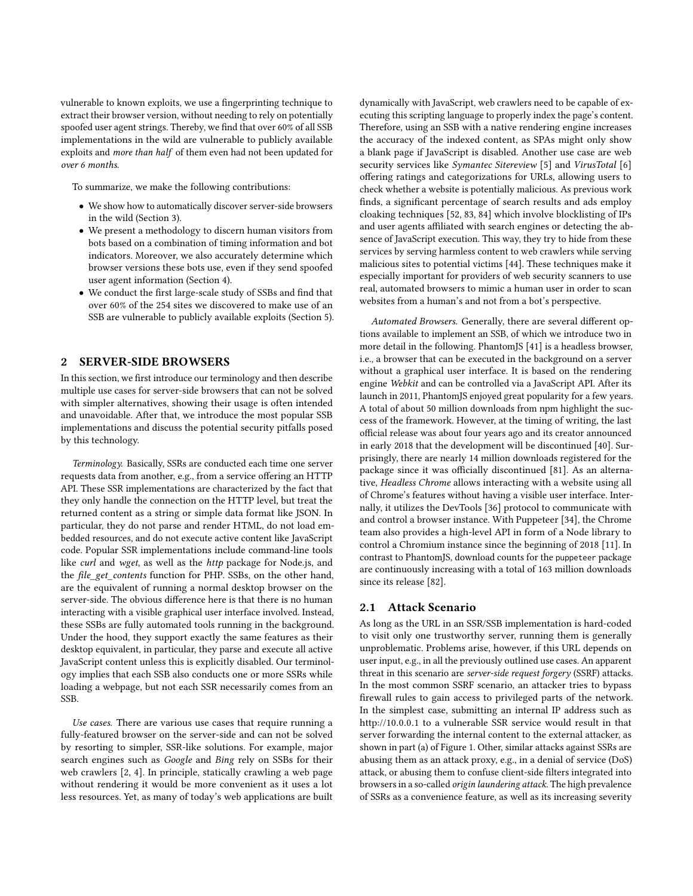vulnerable to known exploits, we use a fingerprinting technique to extract their browser version, without needing to rely on potentially spoofed user agent strings. Thereby, we find that over 60% of all SSB implementations in the wild are vulnerable to publicly available exploits and *more than half* of them even had not been updated for *over 6 months*.

To summarize, we make the following contributions:

- We show how to automatically discover server-side browsers in the wild (Section 3).
- We present a methodology to discern human visitors from bots based on a combination of timing information and bot indicators. Moreover, we also accurately determine which browser versions these bots use, even if they send spoofed user agent information (Section 4).
- We conduct the first large-scale study of SSBs and find that over 60% of the 254 sites we discovered to make use of an SSB are vulnerable to publicly available exploits (Section 5).

## 2 SERVER-SIDE BROWSERS

In this section, we first introduce our terminology and then describe multiple use cases for server-side browsers that can not be solved with simpler alternatives, showing their usage is often intended and unavoidable. After that, we introduce the most popular SSB implementations and discuss the potential security pitfalls posed by this technology.

*Terminology.* Basically, SSRs are conducted each time one server requests data from another, e.g., from a service offering an HTTP API. These SSR implementations are characterized by the fact that they only handle the connection on the HTTP level, but treat the returned content as a string or simple data format like JSON. In particular, they do not parse and render HTML, do not load embedded resources, and do not execute active content like JavaScript code. Popular SSR implementations include command-line tools like *curl* and *wget*, as well as the *http* package for Node.js, and the *file_get_contents* function for PHP. SSBs, on the other hand, are the equivalent of running a normal desktop browser on the server-side. The obvious difference here is that there is no human interacting with a visible graphical user interface involved. Instead, these SSBs are fully automated tools running in the background. Under the hood, they support exactly the same features as their desktop equivalent, in particular, they parse and execute all active JavaScript content unless this is explicitly disabled. Our terminology implies that each SSB also conducts one or more SSRs while loading a webpage, but not each SSR necessarily comes from an SSB.

*Use cases.* There are various use cases that require running a fully-featured browser on the server-side and can not be solved by resorting to simpler, SSR-like solutions. For example, major search engines such as *Google* and *Bing* rely on SSBs for their web crawlers [2, 4]. In principle, statically crawling a web page without rendering it would be more convenient as it uses a lot less resources. Yet, as many of today's web applications are built dynamically with JavaScript, web crawlers need to be capable of executing this scripting language to properly index the page's content. Therefore, using an SSB with a native rendering engine increases the accuracy of the indexed content, as SPAs might only show a blank page if JavaScript is disabled. Another use case are web security services like *Symantec Sitereview* [5] and *VirusTotal* [6] offering ratings and categorizations for URLs, allowing users to check whether a website is potentially malicious. As previous work finds, a significant percentage of search results and ads employ cloaking techniques [52, 83, 84] which involve blocklisting of IPs and user agents affiliated with search engines or detecting the absence of JavaScript execution. This way, they try to hide from these services by serving harmless content to web crawlers while serving malicious sites to potential victims [44]. These techniques make it especially important for providers of web security scanners to use real, automated browsers to mimic a human user in order to scan websites from a human's and not from a bot's perspective.

*Automated Browsers.* Generally, there are several different options available to implement an SSB, of which we introduce two in more detail in the following. PhantomJS [41] is a headless browser, i.e., a browser that can be executed in the background on a server without a graphical user interface. It is based on the rendering engine *Webkit* and can be controlled via a JavaScript API. After its launch in 2011, PhantomJS enjoyed great popularity for a few years. A total of about 50 million downloads from npm highlight the success of the framework. However, at the timing of writing, the last official release was about four years ago and its creator announced in early 2018 that the development will be discontinued [40]. Surprisingly, there are nearly 14 million downloads registered for the package since it was officially discontinued [81]. As an alternative, *Headless Chrome* allows interacting with a website using all of Chrome's features without having a visible user interface. Internally, it utilizes the DevTools [36] protocol to communicate with and control a browser instance. With Puppeteer [34], the Chrome team also provides a high-level API in form of a Node library to control a Chromium instance since the beginning of 2018 [11]. In contrast to PhantomJS, download counts for the `puppeteer` package are continuously increasing with a total of 163 million downloads since its release [82].

### 2.1 Attack Scenario

As long as the URL in an SSR/SSB implementation is hard-coded to visit only one trustworthy server, running them is generally unproblematic. Problems arise, however, if this URL depends on user input, e.g., in all the previously outlined use cases. An apparent threat in this scenario are *server-side request forgery* (SSRF) attacks. In the most common SSRF scenario, an attacker tries to bypass firewall rules to gain access to privileged parts of the network. In the simplest case, submitting an internal IP address such as http://10.0.0.1 to a vulnerable SSR service would result in that server forwarding the internal content to the external attacker, as shown in part (a) of Figure 1. Other, similar attacks against SSRs are abusing them as an attack proxy, e.g., in a denial of service (DoS) attack, or abusing them to confuse client-side filters integrated into browsers in a so-called *origin laundering attack.* The high prevalence of SSRs as a convenience feature, as well as its increasing severity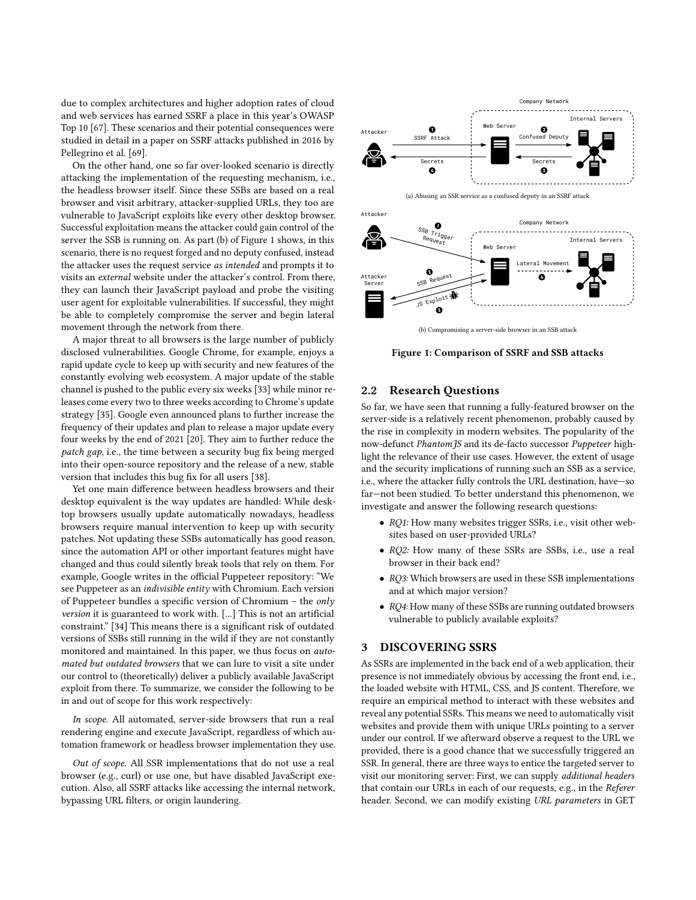due to complex architectures and higher adoption rates of cloud and web services has earned SSRF a place in this year's OWASP Top 10 [67]. These scenarios and their potential consequences were studied in detail in a paper on SSRF attacks published in 2016 by Pellegrino et al. [69].

On the other hand, one so far over-looked scenario is directly attacking the implementation of the requesting mechanism, i.e., the headless browser itself. Since these SSBs are based on a real browser and visit arbitrary, attacker-supplied URLs, they too are vulnerable to JavaScript exploits like every other desktop browser. Successful exploitation means the attacker could gain control of the server the SSB is running on. As part (b) of Figure 1 shows, in this scenario, there is no request forged and no deputy confused, instead the attacker uses the request service *as intended* and prompts it to visits an *external* website under the attacker's control. From there, they can launch their JavaScript payload and probe the visiting user agent for exploitable vulnerabilities. If successful, they might be able to completely compromise the server and begin lateral movement through the network from there.

A major threat to all browsers is the large number of publicly disclosed vulnerabilities. Google Chrome, for example, enjoys a rapid update cycle to keep up with security and new features of the constantly evolving web ecosystem. A major update of the stable channel is pushed to the public every six weeks [33] while minor releases come every two to three weeks according to Chrome's update strategy [35]. Google even announced plans to further increase the frequency of their updates and plan to release a major update every four weeks by the end of 2021 [20]. They aim to further reduce the *patch gap*, i.e., the time between a security bug fix being merged into their open-source repository and the release of a new, stable version that includes this bug fix for all users [38].

Yet one main difference between headless browsers and their desktop equivalent is the way updates are handled: While desktop browsers usually update automatically nowadays, headless browsers require manual intervention to keep up with security patches. Not updating these SSBs automatically has good reason, since the automation API or other important features might have changed and thus could silently break tools that rely on them. For example, Google writes in the official Puppeteer repository: "We see Puppeteer as an *indivisible entity* with Chromium. Each version of Puppeteer bundles a specific version of Chromium – the *only version* it is guaranteed to work with. [...] This is not an artificial constraint." [34] This means there is a significant risk of outdated versions of SSBs still running in the wild if they are not constantly monitored and maintained. In this paper, we thus focus on *automated but outdated browsers* that we can lure to visit a site under our control to (theoretically) deliver a publicly available JavaScript exploit from there. To summarize, we consider the following to be in and out of scope for this work respectively:

*In scope.* All automated, server-side browsers that run a real rendering engine and execute JavaScript, regardless of which automation framework or headless browser implementation they use.

*Out of scope.* All SSR implementations that do not use a real browser (e.g., curl) or use one, but have disabled JavaScript execution. Also, all SSRF attacks like accessing the internal network, bypassing URL filters, or origin laundering.

(a) Abusing an SSR service as a confused deputy in an SSRF attack

(b) Compromising a server-side browser in an SSB attack

**Figure 1: Comparison of SSRF and SSB attacks**

## 2.2 Research Questions

So far, we have seen that running a fully-featured browser on the server-side is a relatively recent phenomenon, probably caused by the rise in complexity in modern websites. The popularity of the now-defunct *PhantomJS* and its de-facto successor *Puppeteer* highlight the relevance of their use cases. However, the extent of usage and the security implications of running such an SSB as a service, i.e., where the attacker fully controls the URL destination, have—so far—not been studied. To better understand this phenomenon, we investigate and answer the following research questions:

- *RQ1:* How many websites trigger SSRs, i.e., visit other websites based on user-provided URLs?
- *RQ2:* How many of these SSRs are SSBs, i.e., use a real browser in their back end?
- *RQ3:* Which browsers are used in these SSB implementations and at which major version?
- *RQ4:* How many of these SSBs are running outdated browsers vulnerable to publicly available exploits?

# 3 DISCOVERING SSRS

As SSRs are implemented in the back end of a web application, their presence is not immediately obvious by accessing the front end, i.e., the loaded website with HTML, CSS, and JS content. Therefore, we require an empirical method to interact with these websites and reveal any potential SSRs. This means we need to automatically visit websites and provide them with unique URLs pointing to a server under our control. If we afterward observe a request to the URL we provided, there is a good chance that we successfully triggered an SSR. In general, there are three ways to entice the targeted server to visit our monitoring server: First, we can supply *additional headers* that contain our URLs in each of our requests, e.g., in the *Referer* header. Second, we can modify existing *URL parameters* in GET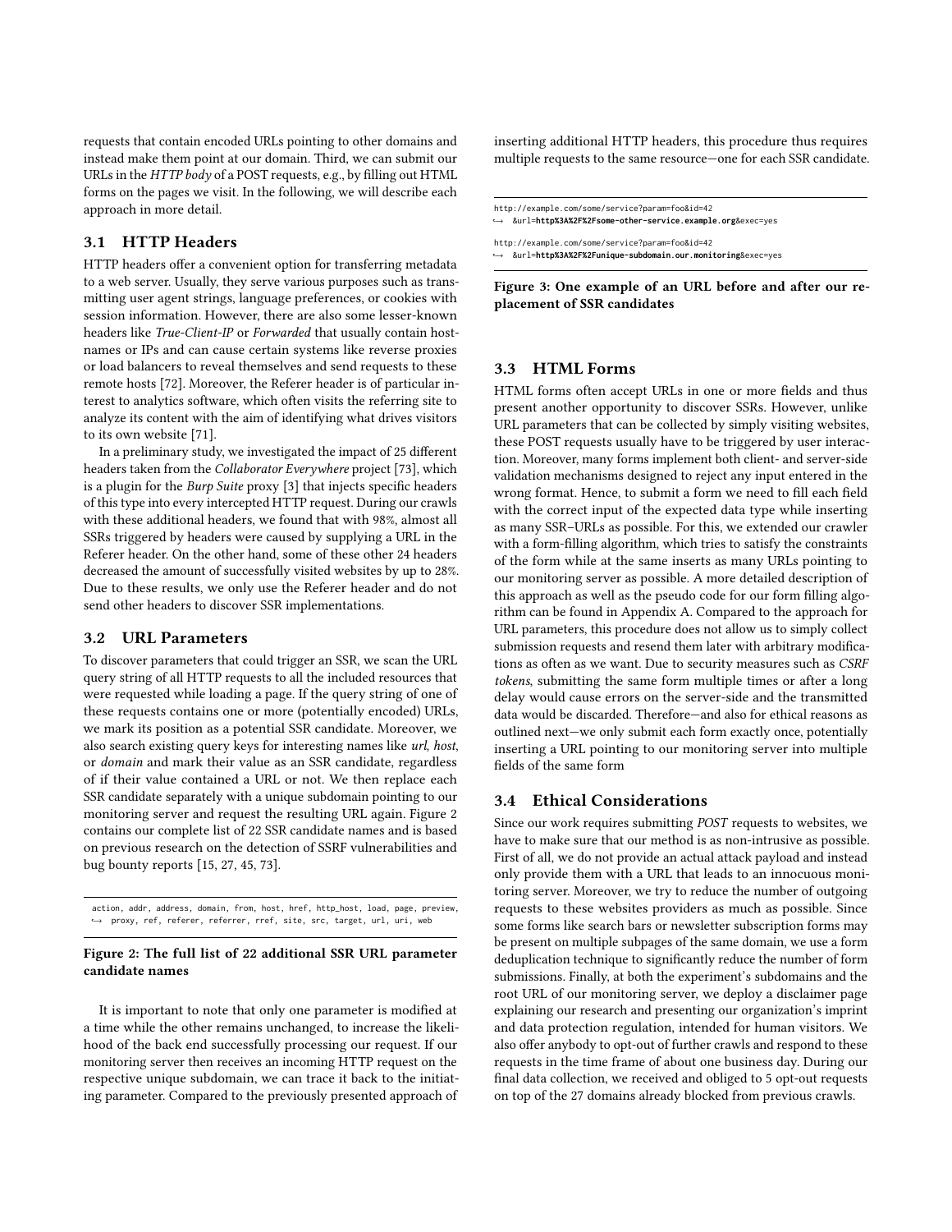requests that contain encoded URLs pointing to other domains and instead make them point at our domain. Third, we can submit our URLs in the *HTTP body* of a POST requests, e.g., by filling out HTML forms on the pages we visit. In the following, we will describe each approach in more detail.

## 3.1 HTTP Headers

HTTP headers offer a convenient option for transferring metadata to a web server. Usually, they serve various purposes such as transmitting user agent strings, language preferences, or cookies with session information. However, there are also some lesser-known headers like *True-Client-IP* or *Forwarded* that usually contain hostnames or IPs and can cause certain systems like reverse proxies or load balancers to reveal themselves and send requests to these remote hosts [72]. Moreover, the Referer header is of particular interest to analytics software, which often visits the referring site to analyze its content with the aim of identifying what drives visitors to its own website [71].

In a preliminary study, we investigated the impact of 25 different headers taken from the *Collaborator Everywhere* project [73], which is a plugin for the *Burp Suite* proxy [3] that injects specific headers of this type into every intercepted HTTP request. During our crawls with these additional headers, we found that with 98%, almost all SSRs triggered by headers were caused by supplying a URL in the Referer header. On the other hand, some of these other 24 headers decreased the amount of successfully visited websites by up to 28%. Due to these results, we only use the Referer header and do not send other headers to discover SSR implementations.

## 3.2 URL Parameters

To discover parameters that could trigger an SSR, we scan the URL query string of all HTTP requests to all the included resources that were requested while loading a page. If the query string of one of these requests contains one or more (potentially encoded) URLs, we mark its position as a potential SSR candidate. Moreover, we also search existing query keys for interesting names like *url*, *host*, or *domain* and mark their value as an SSR candidate, regardless of if their value contained a URL or not. We then replace each SSR candidate separately with a unique subdomain pointing to our monitoring server and request the resulting URL again. Figure 2 contains our complete list of 22 SSR candidate names and is based on previous research on the detection of SSRF vulnerabilities and bug bounty reports [15, 27, 45, 73].

```
action, addr, address, domain, from, host, href, http_host, load, page, preview,
↪ proxy, ref, referer, referrer, rref, site, src, target, url, uri, web
```

**Figure 2: The full list of 22 additional SSR URL parameter candidate names**

It is important to note that only one parameter is modified at a time while the other remains unchanged, to increase the likelihood of the back end successfully processing our request. If our monitoring server then receives an incoming HTTP request on the respective unique subdomain, we can trace it back to the initiating parameter. Compared to the previously presented approach of inserting additional HTTP headers, this procedure thus requires multiple requests to the same resource—one for each SSR candidate.

```
http://example.com/some/service?param=foo&id=42
↪ &url=http%3A%2F%2Fsome-other-service.example.org&exec=yes

http://example.com/some/service?param=foo&id=42
↪ &url=http%3A%2F%2Funique-subdomain.our.monitoring&exec=yes
```

**Figure 3: One example of an URL before and after our replacement of SSR candidates**

## 3.3 HTML Forms

HTML forms often accept URLs in one or more fields and thus present another opportunity to discover SSRs. However, unlike URL parameters that can be collected by simply visiting websites, these POST requests usually have to be triggered by user interaction. Moreover, many forms implement both client- and server-side validation mechanisms designed to reject any input entered in the wrong format. Hence, to submit a form we need to fill each field with the correct input of the expected data type while inserting as many SSR–URLs as possible. For this, we extended our crawler with a form-filling algorithm, which tries to satisfy the constraints of the form while at the same inserts as many URLs pointing to our monitoring server as possible. A more detailed description of this approach as well as the pseudo code for our form filling algorithm can be found in Appendix A. Compared to the approach for URL parameters, this procedure does not allow us to simply collect submission requests and resend them later with arbitrary modifications as often as we want. Due to security measures such as *CSRF tokens*, submitting the same form multiple times or after a long delay would cause errors on the server-side and the transmitted data would be discarded. Therefore—and also for ethical reasons as outlined next—we only submit each form exactly once, potentially inserting a URL pointing to our monitoring server into multiple fields of the same form

## 3.4 Ethical Considerations

Since our work requires submitting *POST* requests to websites, we have to make sure that our method is as non-intrusive as possible. First of all, we do not provide an actual attack payload and instead only provide them with a URL that leads to an innocuous monitoring server. Moreover, we try to reduce the number of outgoing requests to these websites providers as much as possible. Since some forms like search bars or newsletter subscription forms may be present on multiple subpages of the same domain, we use a form deduplication technique to significantly reduce the number of form submissions. Finally, at both the experiment's subdomains and the root URL of our monitoring server, we deploy a disclaimer page explaining our research and presenting our organization's imprint and data protection regulation, intended for human visitors. We also offer anybody to opt-out of further crawls and respond to these requests in the time frame of about one business day. During our final data collection, we received and obliged to 5 opt-out requests on top of the 27 domains already blocked from previous crawls.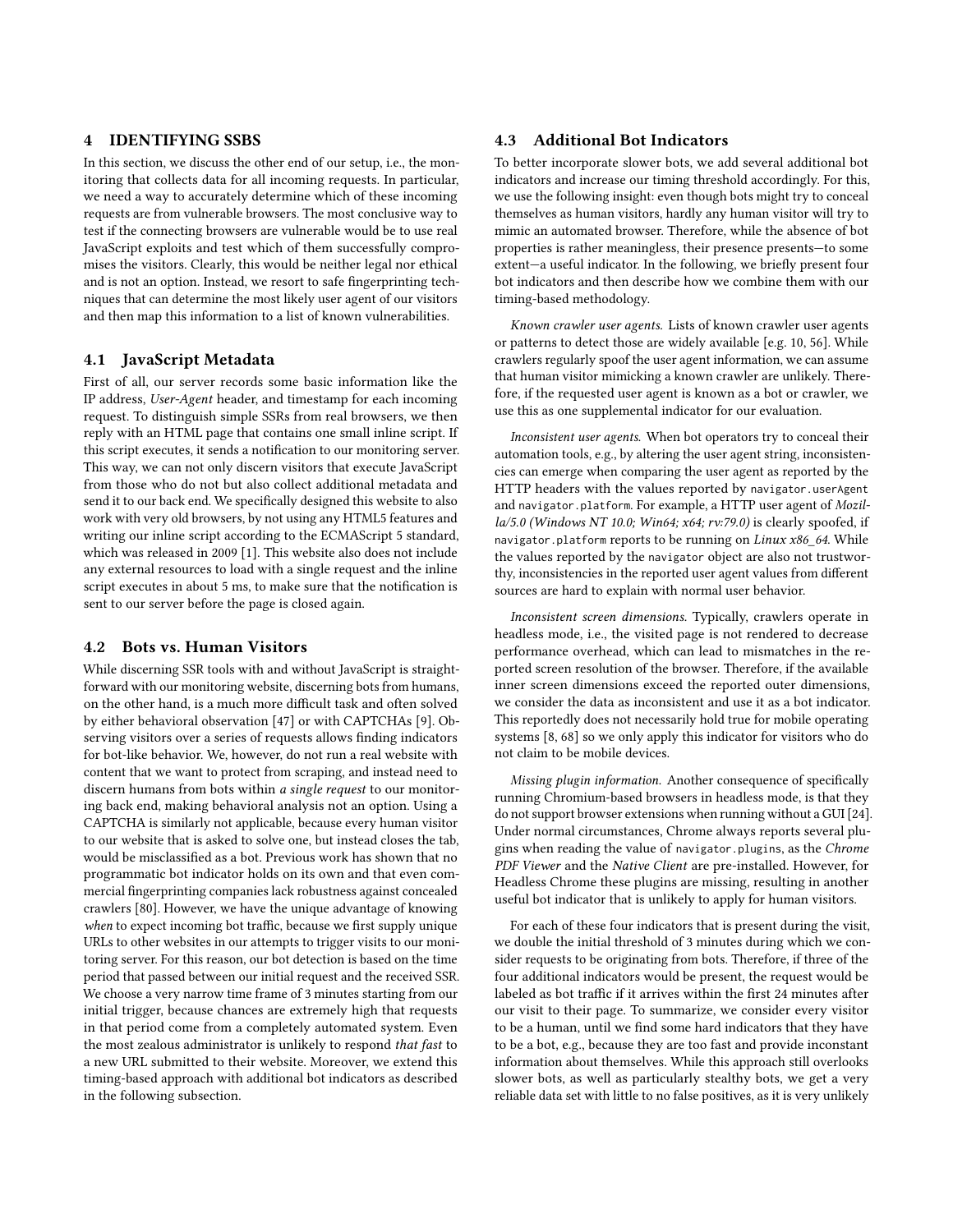## 4 IDENTIFYING SSBS

In this section, we discuss the other end of our setup, i.e., the monitoring that collects data for all incoming requests. In particular, we need a way to accurately determine which of these incoming requests are from vulnerable browsers. The most conclusive way to test if the connecting browsers are vulnerable would be to use real JavaScript exploits and test which of them successfully compromises the visitors. Clearly, this would be neither legal nor ethical and is not an option. Instead, we resort to safe fingerprinting techniques that can determine the most likely user agent of our visitors and then map this information to a list of known vulnerabilities.

### 4.1 JavaScript Metadata

First of all, our server records some basic information like the IP address, *User-Agent* header, and timestamp for each incoming request. To distinguish simple SSRs from real browsers, we then reply with an HTML page that contains one small inline script. If this script executes, it sends a notification to our monitoring server. This way, we can not only discern visitors that execute JavaScript from those who do not but also collect additional metadata and send it to our back end. We specifically designed this website to also work with very old browsers, by not using any HTML5 features and writing our inline script according to the ECMAScript 5 standard, which was released in 2009 [1]. This website also does not include any external resources to load with a single request and the inline script executes in about 5 ms, to make sure that the notification is sent to our server before the page is closed again.

### 4.2 Bots vs. Human Visitors

While discerning SSR tools with and without JavaScript is straightforward with our monitoring website, discerning bots from humans, on the other hand, is a much more difficult task and often solved by either behavioral observation [47] or with CAPTCHAs [9]. Observing visitors over a series of requests allows finding indicators for bot-like behavior. We, however, do not run a real website with content that we want to protect from scraping, and instead need to discern humans from bots within *a single request* to our monitoring back end, making behavioral analysis not an option. Using a CAPTCHA is similarly not applicable, because every human visitor to our website that is asked to solve one, but instead closes the tab, would be misclassified as a bot. Previous work has shown that no programmatic bot indicator holds on its own and that even commercial fingerprinting companies lack robustness against concealed crawlers [80]. However, we have the unique advantage of knowing *when* to expect incoming bot traffic, because we first supply unique URLs to other websites in our attempts to trigger visits to our monitoring server. For this reason, our bot detection is based on the time period that passed between our initial request and the received SSR. We choose a very narrow time frame of 3 minutes starting from our initial trigger, because chances are extremely high that requests in that period come from a completely automated system. Even the most zealous administrator is unlikely to respond *that fast* to a new URL submitted to their website. Moreover, we extend this timing-based approach with additional bot indicators as described in the following subsection.

### 4.3 Additional Bot Indicators

To better incorporate slower bots, we add several additional bot indicators and increase our timing threshold accordingly. For this, we use the following insight: even though bots might try to conceal themselves as human visitors, hardly any human visitor will try to mimic an automated browser. Therefore, while the absence of bot properties is rather meaningless, their presence presents—to some extent—a useful indicator. In the following, we briefly present four bot indicators and then describe how we combine them with our timing-based methodology.

*Known crawler user agents.* Lists of known crawler user agents or patterns to detect those are widely available [e.g. 10, 56]. While crawlers regularly spoof the user agent information, we can assume that human visitor mimicking a known crawler are unlikely. Therefore, if the requested user agent is known as a bot or crawler, we use this as one supplemental indicator for our evaluation.

*Inconsistent user agents.* When bot operators try to conceal their automation tools, e.g., by altering the user agent string, inconsistencies can emerge when comparing the user agent as reported by the HTTP headers with the values reported by `navigator.userAgent` and `navigator.platform`. For example, a HTTP user agent of *Mozilla/5.0 (Windows NT 10.0; Win64; x64; rv:79.0)* is clearly spoofed, if `navigator.platform` reports to be running on *Linux x86_64*. While the values reported by the `navigator` object are also not trustworthy, inconsistencies in the reported user agent values from different sources are hard to explain with normal user behavior.

*Inconsistent screen dimensions.* Typically, crawlers operate in headless mode, i.e., the visited page is not rendered to decrease performance overhead, which can lead to mismatches in the reported screen resolution of the browser. Therefore, if the available inner screen dimensions exceed the reported outer dimensions, we consider the data as inconsistent and use it as a bot indicator. This reportedly does not necessarily hold true for mobile operating systems [8, 68] so we only apply this indicator for visitors who do not claim to be mobile devices.

*Missing plugin information.* Another consequence of specifically running Chromium-based browsers in headless mode, is that they do not support browser extensions when running without a GUI [24]. Under normal circumstances, Chrome always reports several plugins when reading the value of `navigator.plugins`, as the *Chrome PDF Viewer* and the *Native Client* are pre-installed. However, for Headless Chrome these plugins are missing, resulting in another useful bot indicator that is unlikely to apply for human visitors.

For each of these four indicators that is present during the visit, we double the initial threshold of 3 minutes during which we consider requests to be originating from bots. Therefore, if three of the four additional indicators would be present, the request would be labeled as bot traffic if it arrives within the first 24 minutes after our visit to their page. To summarize, we consider every visitor to be a human, until we find some hard indicators that they have to be a bot, e.g., because they are too fast and provide inconstant information about themselves. While this approach still overlooks slower bots, as well as particularly stealthy bots, we get a very reliable data set with little to no false positives, as it is very unlikely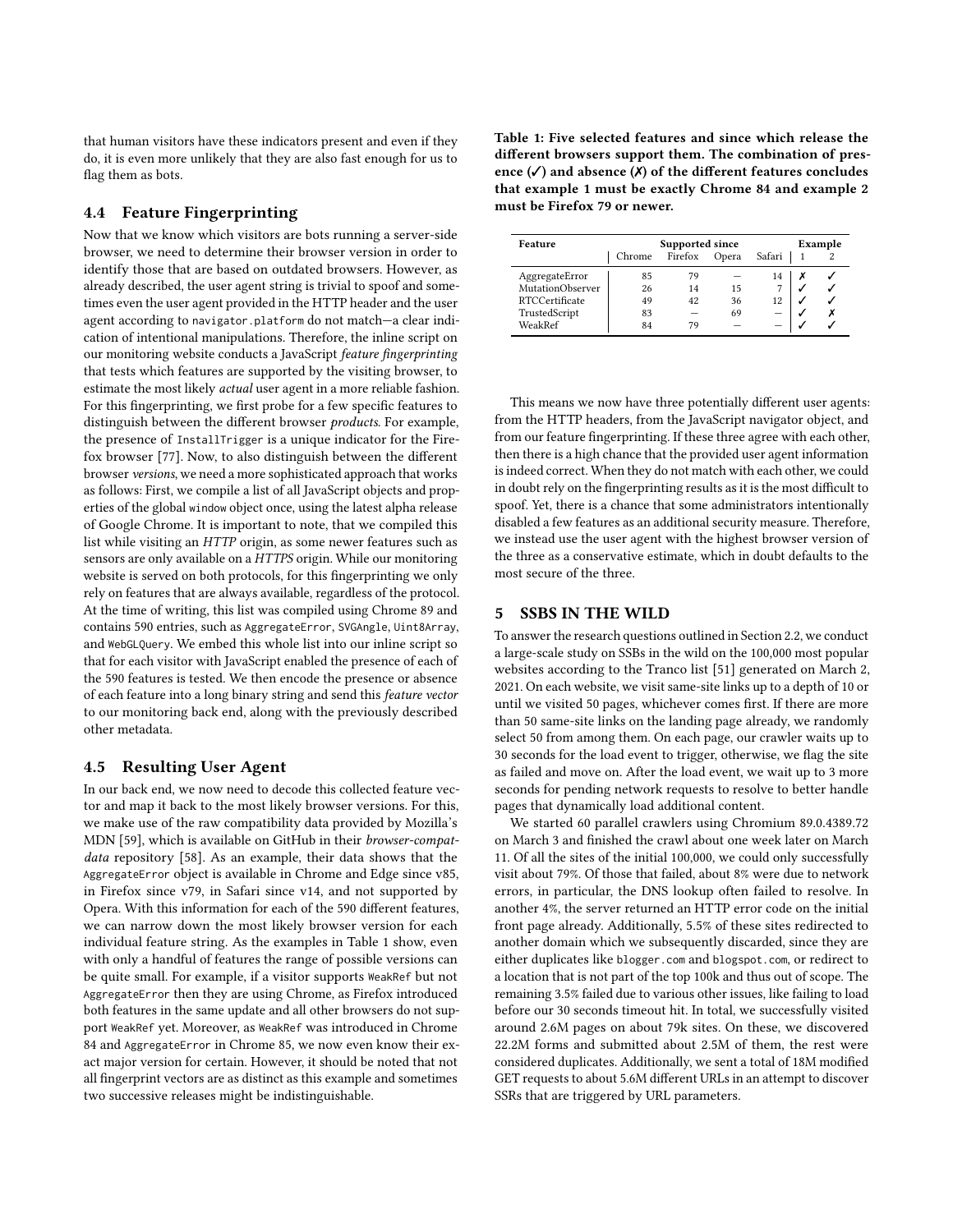that human visitors have these indicators present and even if they do, it is even more unlikely that they are also fast enough for us to flag them as bots.

### 4.4 Feature Fingerprinting

Now that we know which visitors are bots running a server-side browser, we need to determine their browser version in order to identify those that are based on outdated browsers. However, as already described, the user agent string is trivial to spoof and sometimes even the user agent provided in the HTTP header and the user agent according to `navigator.platform` do not match—a clear indication of intentional manipulations. Therefore, the inline script on our monitoring website conducts a JavaScript *feature fingerprinting* that tests which features are supported by the visiting browser, to estimate the most likely *actual* user agent in a more reliable fashion. For this fingerprinting, we first probe for a few specific features to distinguish between the different browser *products*. For example, the presence of `InstallTrigger` is a unique indicator for the Firefox browser [77]. Now, to also distinguish between the different browser *versions*, we need a more sophisticated approach that works as follows: First, we compile a list of all JavaScript objects and properties of the global `window` object once, using the latest alpha release of Google Chrome. It is important to note, that we compiled this list while visiting an *HTTP* origin, as some newer features such as sensors are only available on a *HTTPS* origin. While our monitoring website is served on both protocols, for this fingerprinting we only rely on features that are always available, regardless of the protocol. At the time of writing, this list was compiled using Chrome 89 and contains 590 entries, such as `AggregateError`, `SVGAngle`, `Uint8Array`, and `WebGLQuery`. We embed this whole list into our inline script so that for each visitor with JavaScript enabled the presence of each of the 590 features is tested. We then encode the presence or absence of each feature into a long binary string and send this *feature vector* to our monitoring back end, along with the previously described other metadata.

### 4.5 Resulting User Agent

In our back end, we now need to decode this collected feature vector and map it back to the most likely browser versions. For this, we make use of the raw compatibility data provided by Mozilla's MDN [59], which is available on GitHub in their *browser-compat-data* repository [58]. As an example, their data shows that the `AggregateError` object is available in Chrome and Edge since v85, in Firefox since v79, in Safari since v14, and not supported by Opera. With this information for each of the 590 different features, we can narrow down the most likely browser version for each individual feature string. As the examples in Table 1 show, even with only a handful of features the range of possible versions can be quite small. For example, if a visitor supports `WeakRef` but not `AggregateError` then they are using Chrome, as Firefox introduced both features in the same update and all other browsers do not support `WeakRef` yet. Moreover, as `WeakRef` was introduced in Chrome 84 and `AggregateError` in Chrome 85, we now even know their exact major version for certain. However, it should be noted that not all fingerprint vectors are as distinct as this example and sometimes two successive releases might be indistinguishable.

**Table 1: Five selected features and since which release the different browsers support them. The combination of presence (✓) and absence (✗) of the different features concludes that example 1 must be exactly Chrome 84 and example 2 must be Firefox 79 or newer.**

| Feature | Supported since | | | | Example | |
|---|---|---|---|---|---|---|
| | Chrome | Firefox | Opera | Safari | 1 | 2 |
| AggregateError | 85 | 79 | — | 14 | ✗ | ✓ |
| MutationObserver | 26 | 14 | 15 | 7 | ✓ | ✓ |
| RTCCertificate | 49 | 42 | 36 | 12 | ✓ | ✓ |
| TrustedScript | 83 | — | 69 | — | ✓ | ✗ |
| WeakRef | 84 | 79 | — | — | ✓ | ✓ |

This means we now have three potentially different user agents: from the HTTP headers, from the JavaScript navigator object, and from our feature fingerprinting. If these three agree with each other, then there is a high chance that the provided user agent information is indeed correct. When they do not match with each other, we could in doubt rely on the fingerprinting results as it is the most difficult to spoof. Yet, there is a chance that some administrators intentionally disabled a few features as an additional security measure. Therefore, we instead use the user agent with the highest browser version of the three as a conservative estimate, which in doubt defaults to the most secure of the three.

## 5 SSBS IN THE WILD

To answer the research questions outlined in Section 2.2, we conduct a large-scale study on SSBs in the wild on the 100,000 most popular websites according to the Tranco list [51] generated on March 2, 2021. On each website, we visit same-site links up to a depth of 10 or until we visited 50 pages, whichever comes first. If there are more than 50 same-site links on the landing page already, we randomly select 50 from among them. On each page, our crawler waits up to 30 seconds for the load event to trigger, otherwise, we flag the site as failed and move on. After the load event, we wait up to 3 more seconds for pending network requests to resolve to better handle pages that dynamically load additional content.

We started 60 parallel crawlers using Chromium 89.0.4389.72 on March 3 and finished the crawl about one week later on March 11. Of all the sites of the initial 100,000, we could only successfully visit about 79%. Of those that failed, about 8% were due to network errors, in particular, the DNS lookup often failed to resolve. In another 4%, the server returned an HTTP error code on the initial front page already. Additionally, 5.5% of these sites redirected to another domain which we subsequently discarded, since they are either duplicates like `blogger.com` and `blogspot.com`, or redirect to a location that is not part of the top 100k and thus out of scope. The remaining 3.5% failed due to various other issues, like failing to load before our 30 seconds timeout hit. In total, we successfully visited around 2.6M pages on about 79k sites. On these, we discovered 22.2M forms and submitted about 2.5M of them, the rest were considered duplicates. Additionally, we sent a total of 18M modified GET requests to about 5.6M different URLs in an attempt to discover SSRs that are triggered by URL parameters.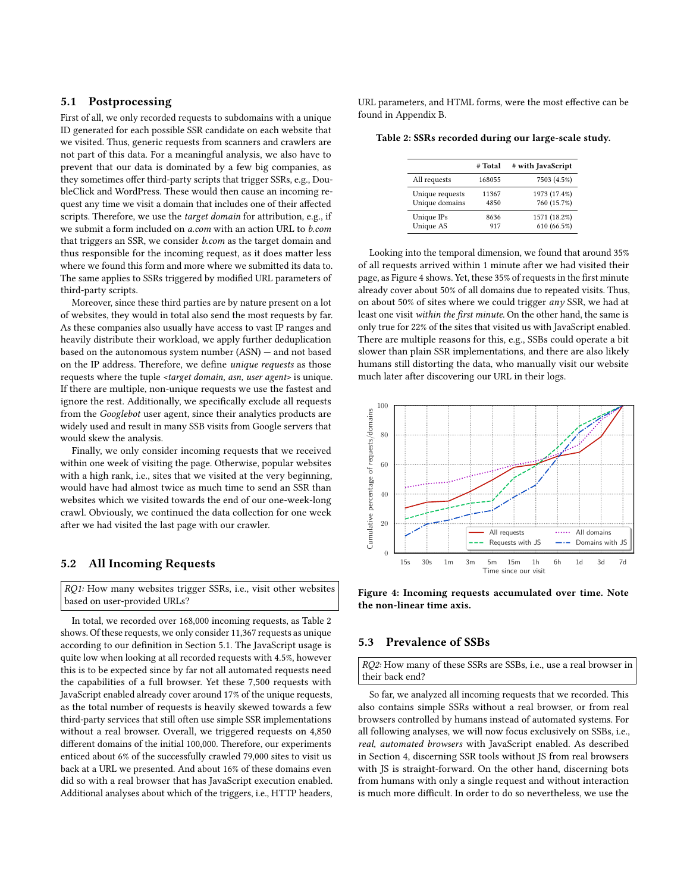### 5.1 Postprocessing

First of all, we only recorded requests to subdomains with a unique ID generated for each possible SSR candidate on each website that we visited. Thus, generic requests from scanners and crawlers are not part of this data. For a meaningful analysis, we also have to prevent that our data is dominated by a few big companies, as they sometimes offer third-party scripts that trigger SSRs, e.g., DoubleClick and WordPress. These would then cause an incoming request any time we visit a domain that includes one of their affected scripts. Therefore, we use the *target domain* for attribution, e.g., if we submit a form included on *a.com* with an action URL to *b.com* that triggers an SSR, we consider *b.com* as the target domain and thus responsible for the incoming request, as it does matter less where we found this form and more where we submitted its data to. The same applies to SSRs triggered by modified URL parameters of third-party scripts.

Moreover, since these third parties are by nature present on a lot of websites, they would in total also send the most requests by far. As these companies also usually have access to vast IP ranges and heavily distribute their workload, we apply further deduplication based on the autonomous system number (ASN) — and not based on the IP address. Therefore, we define *unique requests* as those requests where the tuple *<target domain, asn, user agent>* is unique. If there are multiple, non-unique requests we use the fastest and ignore the rest. Additionally, we specifically exclude all requests from the *Googlebot* user agent, since their analytics products are widely used and result in many SSB visits from Google servers that would skew the analysis.

Finally, we only consider incoming requests that we received within one week of visiting the page. Otherwise, popular websites with a high rank, i.e., sites that we visited at the very beginning, would have had almost twice as much time to send an SSR than websites which we visited towards the end of our one-week-long crawl. Obviously, we continued the data collection for one week after we had visited the last page with our crawler.

### 5.2 All Incoming Requests

> *RQ1:* How many websites trigger SSRs, i.e., visit other websites based on user-provided URLs?

In total, we recorded over 168,000 incoming requests, as Table 2 shows. Of these requests, we only consider 11,367 requests as unique according to our definition in Section 5.1. The JavaScript usage is quite low when looking at all recorded requests with 4.5%, however this is to be expected since by far not all automated requests need the capabilities of a full browser. Yet these 7,500 requests with JavaScript enabled already cover around 17% of the unique requests, as the total number of requests is heavily skewed towards a few third-party services that still often use simple SSR implementations without a real browser. Overall, we triggered requests on 4,850 different domains of the initial 100,000. Therefore, our experiments enticed about 6% of the successfully crawled 79,000 sites to visit us back at a URL we presented. And about 16% of these domains even did so with a real browser that has JavaScript execution enabled. Additional analyses about which of the triggers, i.e., HTTP headers, URL parameters, and HTML forms, were the most effective can be found in Appendix B.

**Table 2: SSRs recorded during our large-scale study.**

| | # Total | # with JavaScript |
|---|---|---|
| All requests | 168055 | 7503 (4.5%) |
| Unique requests | 11367 | 1973 (17.4%) |
| Unique domains | 4850 | 760 (15.7%) |
| Unique IPs | 8636 | 1571 (18.2%) |
| Unique AS | 917 | 610 (66.5%) |

Looking into the temporal dimension, we found that around 35% of all requests arrived within 1 minute after we had visited their page, as Figure 4 shows. Yet, these 35% of requests in the first minute already cover about 50% of all domains due to repeated visits. Thus, on about 50% of sites where we could trigger *any* SSR, we had at least one visit *within the first minute*. On the other hand, the same is only true for 22% of the sites that visited us with JavaScript enabled. There are multiple reasons for this, e.g., SSBs could operate a bit slower than plain SSR implementations, and there are also likely humans still distorting the data, who manually visit our website much later after discovering our URL in their logs.

**Figure 4: Incoming requests accumulated over time. Note the non-linear time axis.**

### 5.3 Prevalence of SSBs

> *RQ2:* How many of these SSRs are SSBs, i.e., use a real browser in their back end?

So far, we analyzed all incoming requests that we recorded. This also contains simple SSRs without a real browser, or from real browsers controlled by humans instead of automated systems. For all following analyses, we will now focus exclusively on SSBs, i.e., *real, automated browsers* with JavaScript enabled. As described in Section 4, discerning SSR tools without JS from real browsers with JS is straight-forward. On the other hand, discerning bots from humans with only a single request and without interaction is much more difficult. In order to do so nevertheless, we use the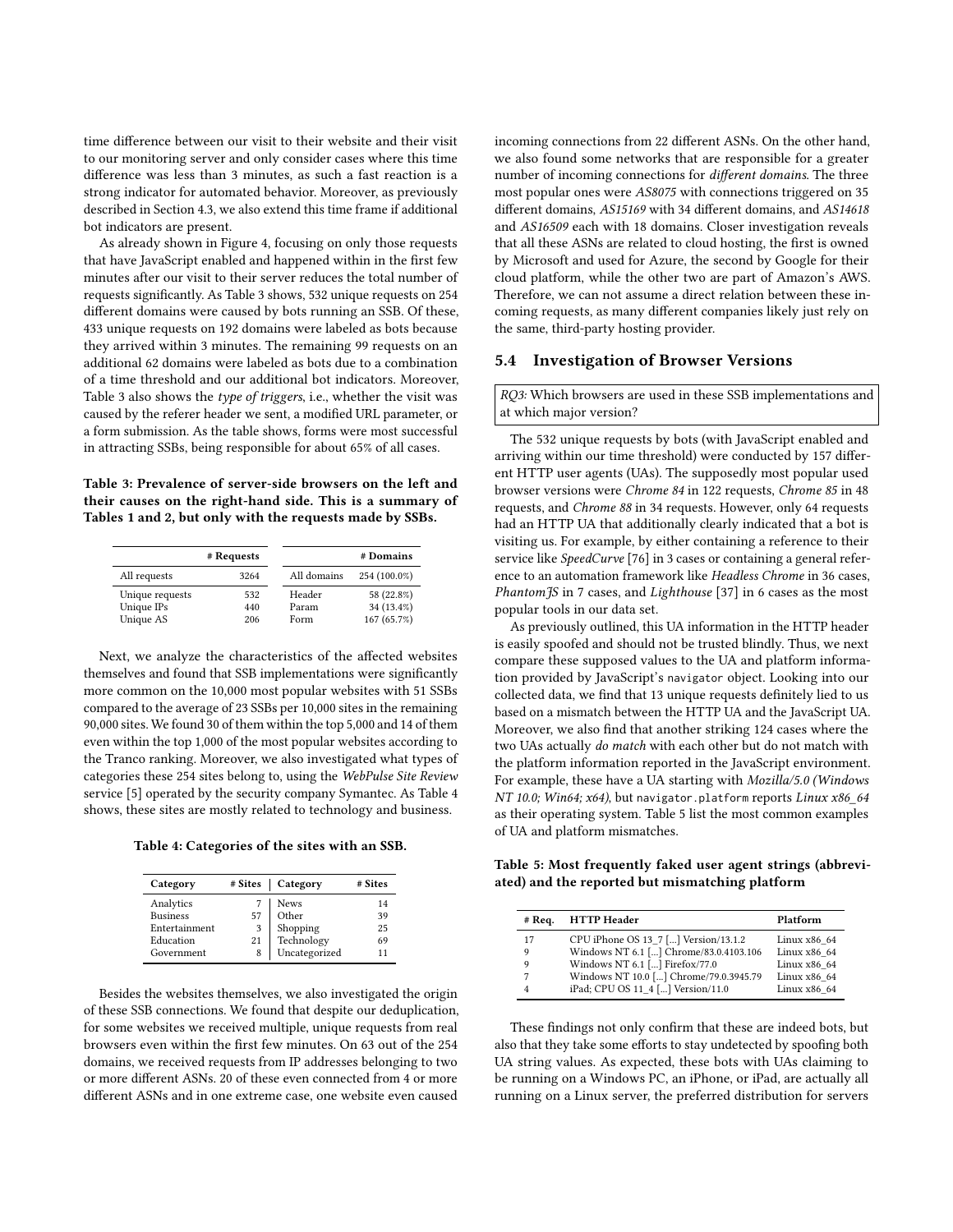time difference between our visit to their website and their visit to our monitoring server and only consider cases where this time difference was less than 3 minutes, as such a fast reaction is a strong indicator for automated behavior. Moreover, as previously described in Section 4.3, we also extend this time frame if additional bot indicators are present.

As already shown in Figure 4, focusing on only those requests that have JavaScript enabled and happened within in the first few minutes after our visit to their server reduces the total number of requests significantly. As Table 3 shows, 532 unique requests on 254 different domains were caused by bots running an SSB. Of these, 433 unique requests on 192 domains were labeled as bots because they arrived within 3 minutes. The remaining 99 requests on an additional 62 domains were labeled as bots due to a combination of a time threshold and our additional bot indicators. Moreover, Table 3 also shows the *type of triggers*, i.e., whether the visit was caused by the referer header we sent, a modified URL parameter, or a form submission. As the table shows, forms were most successful in attracting SSBs, being responsible for about 65% of all cases.

**Table 3: Prevalence of server-side browsers on the left and their causes on the right-hand side. This is a summary of Tables 1 and 2, but only with the requests made by SSBs.**

| | # Requests |
|---|---|
| All requests | 3264 |
| Unique requests | 532 |
| Unique IPs | 440 |
| Unique AS | 206 |

| | # Domains |
|---|---|
| All domains | 254 (100.0%) |
| Header | 58 (22.8%) |
| Param | 34 (13.4%) |
| Form | 167 (65.7%) |

Next, we analyze the characteristics of the affected websites themselves and found that SSB implementations were significantly more common on the 10,000 most popular websites with 51 SSBs compared to the average of 23 SSBs per 10,000 sites in the remaining 90,000 sites. We found 30 of them within the top 5,000 and 14 of them even within the top 1,000 of the most popular websites according to the Tranco ranking. Moreover, we also investigated what types of categories these 254 sites belong to, using the *WebPulse Site Review* service [5] operated by the security company Symantec. As Table 4 shows, these sites are mostly related to technology and business.

**Table 4: Categories of the sites with an SSB.**

| Category | # Sites | Category | # Sites |
|---|---|---|---|
| Analytics | 7 | News | 14 |
| Business | 57 | Other | 39 |
| Entertainment | 3 | Shopping | 25 |
| Education | 21 | Technology | 69 |
| Government | 8 | Uncategorized | 11 |

Besides the websites themselves, we also investigated the origin of these SSB connections. We found that despite our deduplication, for some websites we received multiple, unique requests from real browsers even within the first few minutes. On 63 out of the 254 domains, we received requests from IP addresses belonging to two or more different ASNs. 20 of these even connected from 4 or more different ASNs and in one extreme case, one website even caused incoming connections from 22 different ASNs. On the other hand, we also found some networks that are responsible for a greater number of incoming connections for *different domains*. The three most popular ones were *AS8075* with connections triggered on 35 different domains, *AS15169* with 34 different domains, and *AS14618* and *AS16509* each with 18 domains. Closer investigation reveals that all these ASNs are related to cloud hosting, the first is owned by Microsoft and used for Azure, the second by Google for their cloud platform, while the other two are part of Amazon's AWS. Therefore, we can not assume a direct relation between these incoming requests, as many different companies likely just rely on the same, third-party hosting provider.

## 5.4 Investigation of Browser Versions

*RQ3:* Which browsers are used in these SSB implementations and at which major version?

The 532 unique requests by bots (with JavaScript enabled and arriving within our time threshold) were conducted by 157 different HTTP user agents (UAs). The supposedly most popular used browser versions were *Chrome 84* in 122 requests, *Chrome 85* in 48 requests, and *Chrome 88* in 34 requests. However, only 64 requests had an HTTP UA that additionally clearly indicated that a bot is visiting us. For example, by either containing a reference to their service like *SpeedCurve* [76] in 3 cases or containing a general reference to an automation framework like *Headless Chrome* in 36 cases, *PhantomJS* in 7 cases, and *Lighthouse* [37] in 6 cases as the most popular tools in our data set.

As previously outlined, this UA information in the HTTP header is easily spoofed and should not be trusted blindly. Thus, we next compare these supposed values to the UA and platform information provided by JavaScript's `navigator` object. Looking into our collected data, we find that 13 unique requests definitely lied to us based on a mismatch between the HTTP UA and the JavaScript UA. Moreover, we also find that another striking 124 cases where the two UAs actually *do match* with each other but do not match with the platform information reported in the JavaScript environment. For example, these have a UA starting with *Mozilla/5.0 (Windows NT 10.0; Win64; x64)*, but `navigator.platform` reports *Linux x86_64* as their operating system. Table 5 list the most common examples of UA and platform mismatches.

**Table 5: Most frequently faked user agent strings (abbreviated) and the reported but mismatching platform**

| # Req. | HTTP Header | Platform |
|---|---|---|
| 17 | CPU iPhone OS 13_7 [...] Version/13.1.2 | Linux x86_64 |
| 9 | Windows NT 6.1 [...] Chrome/83.0.4103.106 | Linux x86_64 |
| 9 | Windows NT 6.1 [...] Firefox/77.0 | Linux x86_64 |
| 7 | Windows NT 10.0 [...] Chrome/79.0.3945.79 | Linux x86_64 |
| 4 | iPad; CPU OS 11_4 [...] Version/11.0 | Linux x86_64 |

These findings not only confirm that these are indeed bots, but also that they take some efforts to stay undetected by spoofing both UA string values. As expected, these bots with UAs claiming to be running on a Windows PC, an iPhone, or iPad, are actually all running on a Linux server, the preferred distribution for servers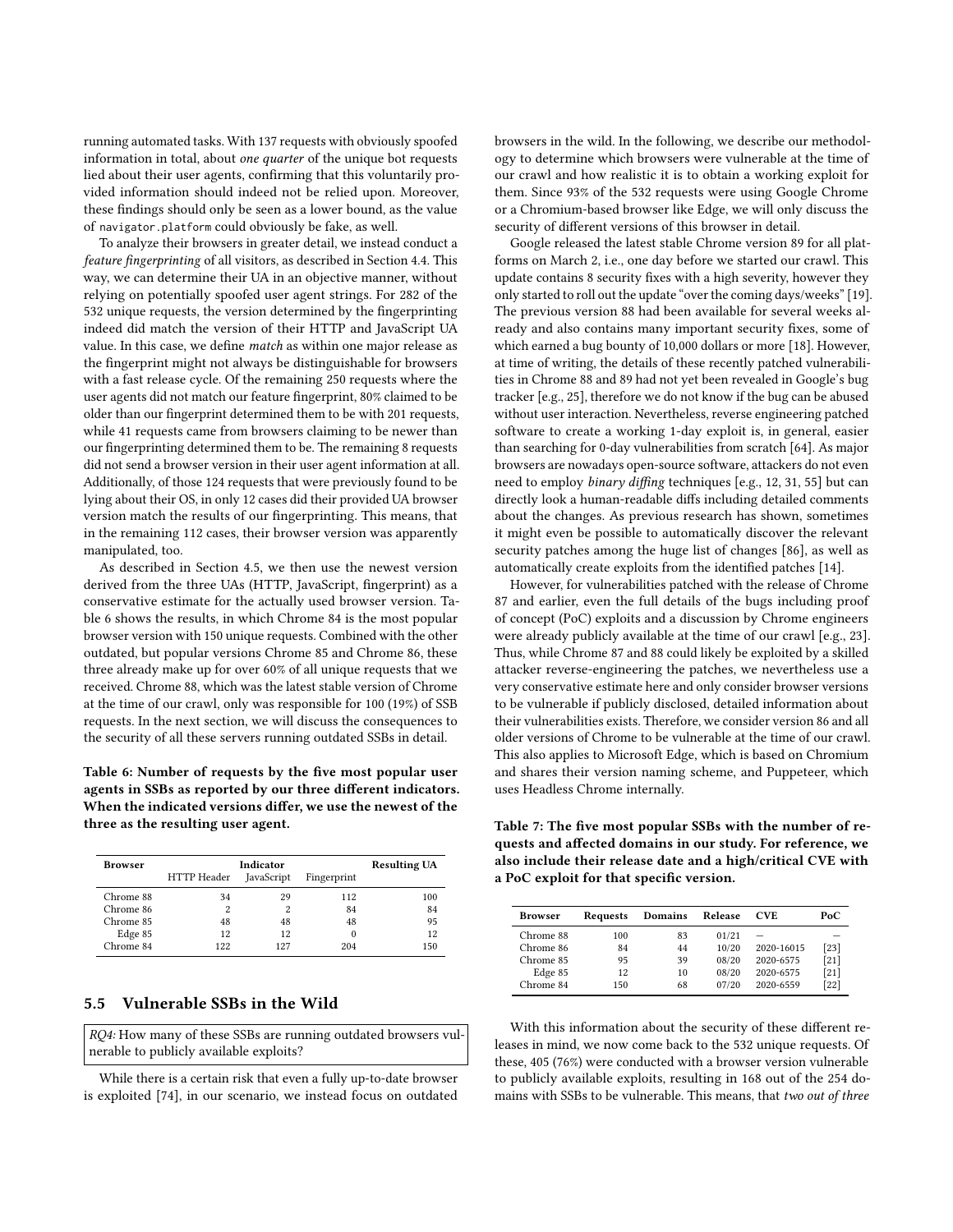running automated tasks. With 137 requests with obviously spoofed information in total, about *one quarter* of the unique bot requests lied about their user agents, confirming that this voluntarily provided information should indeed not be relied upon. Moreover, these findings should only be seen as a lower bound, as the value of `navigator.platform` could obviously be fake, as well.

To analyze their browsers in greater detail, we instead conduct a *feature fingerprinting* of all visitors, as described in Section 4.4. This way, we can determine their UA in an objective manner, without relying on potentially spoofed user agent strings. For 282 of the 532 unique requests, the version determined by the fingerprinting indeed did match the version of their HTTP and JavaScript UA value. In this case, we define *match* as within one major release as the fingerprint might not always be distinguishable for browsers with a fast release cycle. Of the remaining 250 requests where the user agents did not match our feature fingerprint, 80% claimed to be older than our fingerprint determined them to be with 201 requests, while 41 requests came from browsers claiming to be newer than our fingerprinting determined them to be. The remaining 8 requests did not send a browser version in their user agent information at all. Additionally, of those 124 requests that were previously found to be lying about their OS, in only 12 cases did their provided UA browser version match the results of our fingerprinting. This means, that in the remaining 112 cases, their browser version was apparently manipulated, too.

As described in Section 4.5, we then use the newest version derived from the three UAs (HTTP, JavaScript, fingerprint) as a conservative estimate for the actually used browser version. Table 6 shows the results, in which Chrome 84 is the most popular browser version with 150 unique requests. Combined with the other outdated, but popular versions Chrome 85 and Chrome 86, these three already make up for over 60% of all unique requests that we received. Chrome 88, which was the latest stable version of Chrome at the time of our crawl, only was responsible for 100 (19%) of SSB requests. In the next section, we will discuss the consequences to the security of all these servers running outdated SSBs in detail.

**Table 6: Number of requests by the five most popular user agents in SSBs as reported by our three different indicators. When the indicated versions differ, we use the newest of the three as the resulting user agent.**

| Browser | Indicator | | | Resulting UA |
|---|---|---|---|---|
| | HTTP Header | JavaScript | Fingerprint | |
| Chrome 88 | 34 | 29 | 112 | 100 |
| Chrome 86 | 2 | 2 | 84 | 84 |
| Chrome 85 | 48 | 48 | 48 | 95 |
| Edge 85 | 12 | 12 | 0 | 12 |
| Chrome 84 | 122 | 127 | 204 | 150 |

## 5.5 Vulnerable SSBs in the Wild

*RQ4:* How many of these SSBs are running outdated browsers vulnerable to publicly available exploits?

While there is a certain risk that even a fully up-to-date browser is exploited [74], in our scenario, we instead focus on outdated browsers in the wild. In the following, we describe our methodology to determine which browsers were vulnerable at the time of our crawl and how realistic it is to obtain a working exploit for them. Since 93% of the 532 requests were using Google Chrome or a Chromium-based browser like Edge, we will only discuss the security of different versions of this browser in detail.

Google released the latest stable Chrome version 89 for all platforms on March 2, i.e., one day before we started our crawl. This update contains 8 security fixes with a high severity, however they only started to roll out the update "over the coming days/weeks" [19]. The previous version 88 had been available for several weeks already and also contains many important security fixes, some of which earned a bug bounty of 10,000 dollars or more [18]. However, at time of writing, the details of these recently patched vulnerabilities in Chrome 88 and 89 had not yet been revealed in Google's bug tracker [e.g., 25], therefore we do not know if the bug can be abused without user interaction. Nevertheless, reverse engineering patched software to create a working 1-day exploit is, in general, easier than searching for 0-day vulnerabilities from scratch [64]. As major browsers are nowadays open-source software, attackers do not even need to employ *binary diffing* techniques [e.g., 12, 31, 55] but can directly look a human-readable diffs including detailed comments about the changes. As previous research has shown, sometimes it might even be possible to automatically discover the relevant security patches among the huge list of changes [86], as well as automatically create exploits from the identified patches [14].

However, for vulnerabilities patched with the release of Chrome 87 and earlier, even the full details of the bugs including proof of concept (PoC) exploits and a discussion by Chrome engineers were already publicly available at the time of our crawl [e.g., 23]. Thus, while Chrome 87 and 88 could likely be exploited by a skilled attacker reverse-engineering the patches, we nevertheless use a very conservative estimate here and only consider browser versions to be vulnerable if publicly disclosed, detailed information about their vulnerabilities exists. Therefore, we consider version 86 and all older versions of Chrome to be vulnerable at the time of our crawl. This also applies to Microsoft Edge, which is based on Chromium and shares their version naming scheme, and Puppeteer, which uses Headless Chrome internally.

**Table 7: The five most popular SSBs with the number of requests and affected domains in our study. For reference, we also include their release date and a high/critical CVE with a PoC exploit for that specific version.**

| Browser | Requests | Domains | Release | CVE | PoC |
|---|---|---|---|---|---|
| Chrome 88 | 100 | 83 | 01/21 | – | – |
| Chrome 86 | 84 | 44 | 10/20 | 2020-16015 | [23] |
| Chrome 85 | 95 | 39 | 08/20 | 2020-6575 | [21] |
| Edge 85 | 12 | 10 | 08/20 | 2020-6575 | [21] |
| Chrome 84 | 150 | 68 | 07/20 | 2020-6559 | [22] |

With this information about the security of these different releases in mind, we now come back to the 532 unique requests. Of these, 405 (76%) were conducted with a browser version vulnerable to publicly available exploits, resulting in 168 out of the 254 domains with SSBs to be vulnerable. This means, that *two out of three*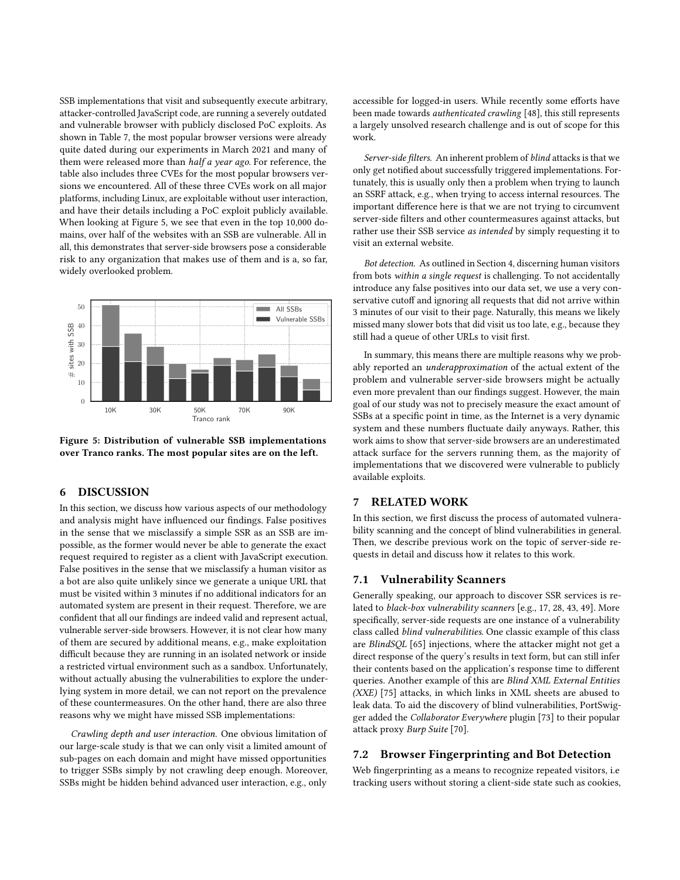SSB implementations that visit and subsequently execute arbitrary, attacker-controlled JavaScript code, are running a severely outdated and vulnerable browser with publicly disclosed PoC exploits. As shown in Table 7, the most popular browser versions were already quite dated during our experiments in March 2021 and many of them were released more than *half a year ago*. For reference, the table also includes three CVEs for the most popular browsers versions we encountered. All of these three CVEs work on all major platforms, including Linux, are exploitable without user interaction, and have their details including a PoC exploit publicly available. When looking at Figure 5, we see that even in the top 10,000 domains, over half of the websites with an SSB are vulnerable. All in all, this demonstrates that server-side browsers pose a considerable risk to any organization that makes use of them and is a, so far, widely overlooked problem.

**Figure 5: Distribution of vulnerable SSB implementations over Tranco ranks. The most popular sites are on the left.**

## 6 DISCUSSION

In this section, we discuss how various aspects of our methodology and analysis might have influenced our findings. False positives in the sense that we misclassify a simple SSR as an SSB are impossible, as the former would never be able to generate the exact request required to register as a client with JavaScript execution. False positives in the sense that we misclassify a human visitor as a bot are also quite unlikely since we generate a unique URL that must be visited within 3 minutes if no additional indicators for an automated system are present in their request. Therefore, we are confident that all our findings are indeed valid and represent actual, vulnerable server-side browsers. However, it is not clear how many of them are secured by additional means, e.g., make exploitation difficult because they are running in an isolated network or inside a restricted virtual environment such as a sandbox. Unfortunately, without actually abusing the vulnerabilities to explore the underlying system in more detail, we can not report on the prevalence of these countermeasures. On the other hand, there are also three reasons why we might have missed SSB implementations:

*Crawling depth and user interaction.* One obvious limitation of our large-scale study is that we can only visit a limited amount of sub-pages on each domain and might have missed opportunities to trigger SSBs simply by not crawling deep enough. Moreover, SSBs might be hidden behind advanced user interaction, e.g., only accessible for logged-in users. While recently some efforts have been made towards *authenticated crawling* [48], this still represents a largely unsolved research challenge and is out of scope for this work.

*Server-side filters.* An inherent problem of *blind* attacks is that we only get notified about successfully triggered implementations. Fortunately, this is usually only then a problem when trying to launch an SSRF attack, e.g., when trying to access internal resources. The important difference here is that we are not trying to circumvent server-side filters and other countermeasures against attacks, but rather use their SSB service *as intended* by simply requesting it to visit an external website.

*Bot detection.* As outlined in Section 4, discerning human visitors from bots *within a single request* is challenging. To not accidentally introduce any false positives into our data set, we use a very conservative cutoff and ignoring all requests that did not arrive within 3 minutes of our visit to their page. Naturally, this means we likely missed many slower bots that did visit us too late, e.g., because they still had a queue of other URLs to visit first.

In summary, this means there are multiple reasons why we probably reported an *underapproximation* of the actual extent of the problem and vulnerable server-side browsers might be actually even more prevalent than our findings suggest. However, the main goal of our study was not to precisely measure the exact amount of SSBs at a specific point in time, as the Internet is a very dynamic system and these numbers fluctuate daily anyways. Rather, this work aims to show that server-side browsers are an underestimated attack surface for the servers running them, as the majority of implementations that we discovered were vulnerable to publicly available exploits.

## 7 RELATED WORK

In this section, we first discuss the process of automated vulnerability scanning and the concept of blind vulnerabilities in general. Then, we describe previous work on the topic of server-side requests in detail and discuss how it relates to this work.

### 7.1 Vulnerability Scanners

Generally speaking, our approach to discover SSR services is related to *black-box vulnerability scanners* [e.g., 17, 28, 43, 49]. More specifically, server-side requests are one instance of a vulnerability class called *blind vulnerabilities*. One classic example of this class are *BlindSQL* [65] injections, where the attacker might not get a direct response of the query's results in text form, but can still infer their contents based on the application's response time to different queries. Another example of this are *Blind XML External Entities (XXE)* [75] attacks, in which links in XML sheets are abused to leak data. To aid the discovery of blind vulnerabilities, PortSwigger added the *Collaborator Everywhere* plugin [73] to their popular attack proxy *Burp Suite* [70].

### 7.2 Browser Fingerprinting and Bot Detection

Web fingerprinting as a means to recognize repeated visitors, i.e tracking users without storing a client-side state such as cookies,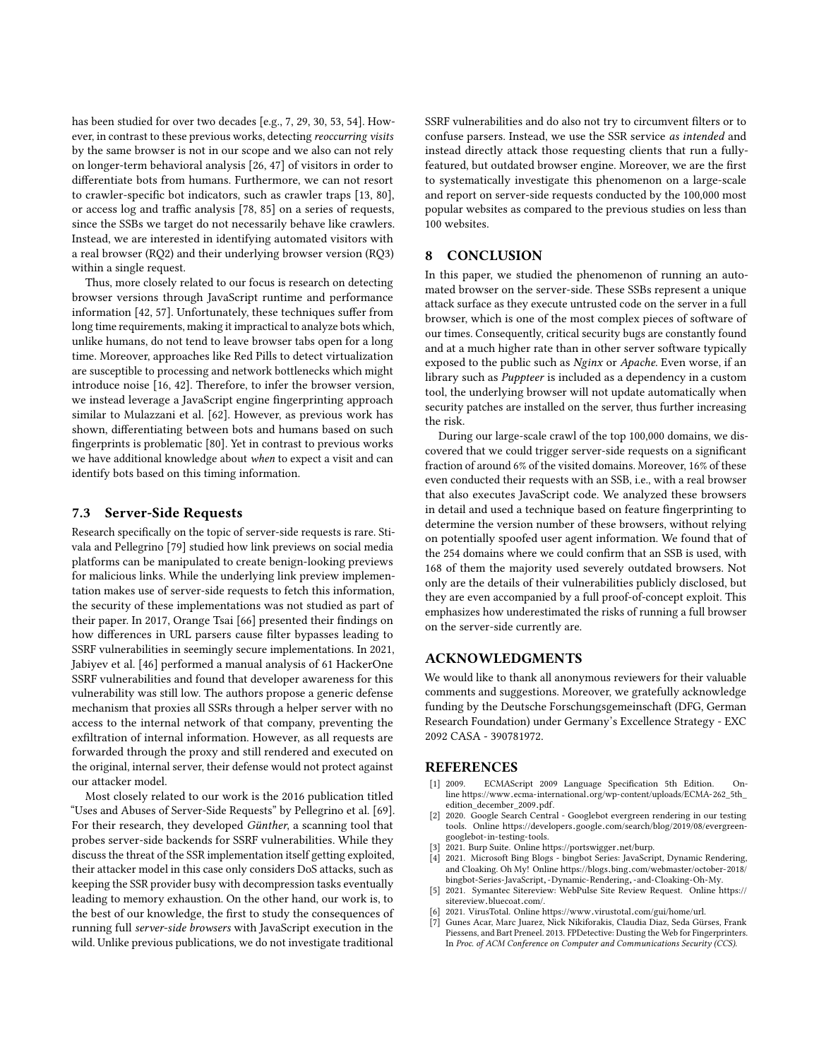has been studied for over two decades [e.g., 7, 29, 30, 53, 54]. However, in contrast to these previous works, detecting *reoccurring visits* by the same browser is not in our scope and we also can not rely on longer-term behavioral analysis [26, 47] of visitors in order to differentiate bots from humans. Furthermore, we can not resort to crawler-specific bot indicators, such as crawler traps [13, 80], or access log and traffic analysis [78, 85] on a series of requests, since the SSBs we target do not necessarily behave like crawlers. Instead, we are interested in identifying automated visitors with a real browser (RQ2) and their underlying browser version (RQ3) within a single request.

Thus, more closely related to our focus is research on detecting browser versions through JavaScript runtime and performance information [42, 57]. Unfortunately, these techniques suffer from long time requirements, making it impractical to analyze bots which, unlike humans, do not tend to leave browser tabs open for a long time. Moreover, approaches like Red Pills to detect virtualization are susceptible to processing and network bottlenecks which might introduce noise [16, 42]. Therefore, to infer the browser version, we instead leverage a JavaScript engine fingerprinting approach similar to Mulazzani et al. [62]. However, as previous work has shown, differentiating between bots and humans based on such fingerprints is problematic [80]. Yet in contrast to previous works we have additional knowledge about *when* to expect a visit and can identify bots based on this timing information.

### 7.3 Server-Side Requests

Research specifically on the topic of server-side requests is rare. Stivala and Pellegrino [79] studied how link previews on social media platforms can be manipulated to create benign-looking previews for malicious links. While the underlying link preview implementation makes use of server-side requests to fetch this information, the security of these implementations was not studied as part of their paper. In 2017, Orange Tsai [66] presented their findings on how differences in URL parsers cause filter bypasses leading to SSRF vulnerabilities in seemingly secure implementations. In 2021, Jabiyev et al. [46] performed a manual analysis of 61 HackerOne SSRF vulnerabilities and found that developer awareness for this vulnerability was still low. The authors propose a generic defense mechanism that proxies all SSRs through a helper server with no access to the internal network of that company, preventing the exfiltration of internal information. However, as all requests are forwarded through the proxy and still rendered and executed on the original, internal server, their defense would not protect against our attacker model.

Most closely related to our work is the 2016 publication titled "Uses and Abuses of Server-Side Requests" by Pellegrino et al. [69]. For their research, they developed *Günther*, a scanning tool that probes server-side backends for SSRF vulnerabilities. While they discuss the threat of the SSR implementation itself getting exploited, their attacker model in this case only considers DoS attacks, such as keeping the SSR provider busy with decompression tasks eventually leading to memory exhaustion. On the other hand, our work is, to the best of our knowledge, the first to study the consequences of running full *server-side browsers* with JavaScript execution in the wild. Unlike previous publications, we do not investigate traditional SSRF vulnerabilities and do also not try to circumvent filters or to confuse parsers. Instead, we use the SSR service *as intended* and instead directly attack those requesting clients that run a fully-featured, but outdated browser engine. Moreover, we are the first to systematically investigate this phenomenon on a large-scale and report on server-side requests conducted by the 100,000 most popular websites as compared to the previous studies on less than 100 websites.

## 8 CONCLUSION

In this paper, we studied the phenomenon of running an automated browser on the server-side. These SSBs represent a unique attack surface as they execute untrusted code on the server in a full browser, which is one of the most complex pieces of software of our times. Consequently, critical security bugs are constantly found and at a much higher rate than in other server software typically exposed to the public such as *Nginx* or *Apache*. Even worse, if an library such as *Puppteer* is included as a dependency in a custom tool, the underlying browser will not update automatically when security patches are installed on the server, thus further increasing the risk.

During our large-scale crawl of the top 100,000 domains, we discovered that we could trigger server-side requests on a significant fraction of around 6% of the visited domains. Moreover, 16% of these even conducted their requests with an SSB, i.e., with a real browser that also executes JavaScript code. We analyzed these browsers in detail and used a technique based on feature fingerprinting to determine the version number of these browsers, without relying on potentially spoofed user agent information. We found that of the 254 domains where we could confirm that an SSB is used, with 168 of them the majority used severely outdated browsers. Not only are the details of their vulnerabilities publicly disclosed, but they are even accompanied by a full proof-of-concept exploit. This emphasizes how underestimated the risks of running a full browser on the server-side currently are.

## ACKNOWLEDGMENTS

We would like to thank all anonymous reviewers for their valuable comments and suggestions. Moreover, we gratefully acknowledge funding by the Deutsche Forschungsgemeinschaft (DFG, German Research Foundation) under Germany's Excellence Strategy - EXC 2092 CASA - 390781972.

## REFERENCES

- [1] 2009. ECMAScript 2009 Language Specification 5th Edition. Online https://www.ecma-international.org/wp-content/uploads/ECMA-262_5th_edition_december_2009.pdf.
- [2] 2020. Google Search Central - Googlebot evergreen rendering in our testing tools. Online https://developers.google.com/search/blog/2019/08/evergreen-googlebot-in-testing-tools.
- [3] 2021. Burp Suite. Online https://portswigger.net/burp.
- [4] 2021. Microsoft Bing Blogs - bingbot Series: JavaScript, Dynamic Rendering, and Cloaking. Oh My! Online https://blogs.bing.com/webmaster/october-2018/bingbot-Series-JavaScript,-Dynamic-Rendering,-and-Cloaking-Oh-My.
- [5] 2021. Symantec Sitereview: WebPulse Site Review Request. Online https://sitereview.bluecoat.com/.
- [6] 2021. VirusTotal. Online https://www.virustotal.com/gui/home/url.
- [7] Gunes Acar, Marc Juarez, Nick Nikiforakis, Claudia Diaz, Seda Gürses, Frank Piessens, and Bart Preneel. 2013. FPDetective: Dusting the Web for Fingerprinters. In *Proc. of ACM Conference on Computer and Communications Security (CCS)*.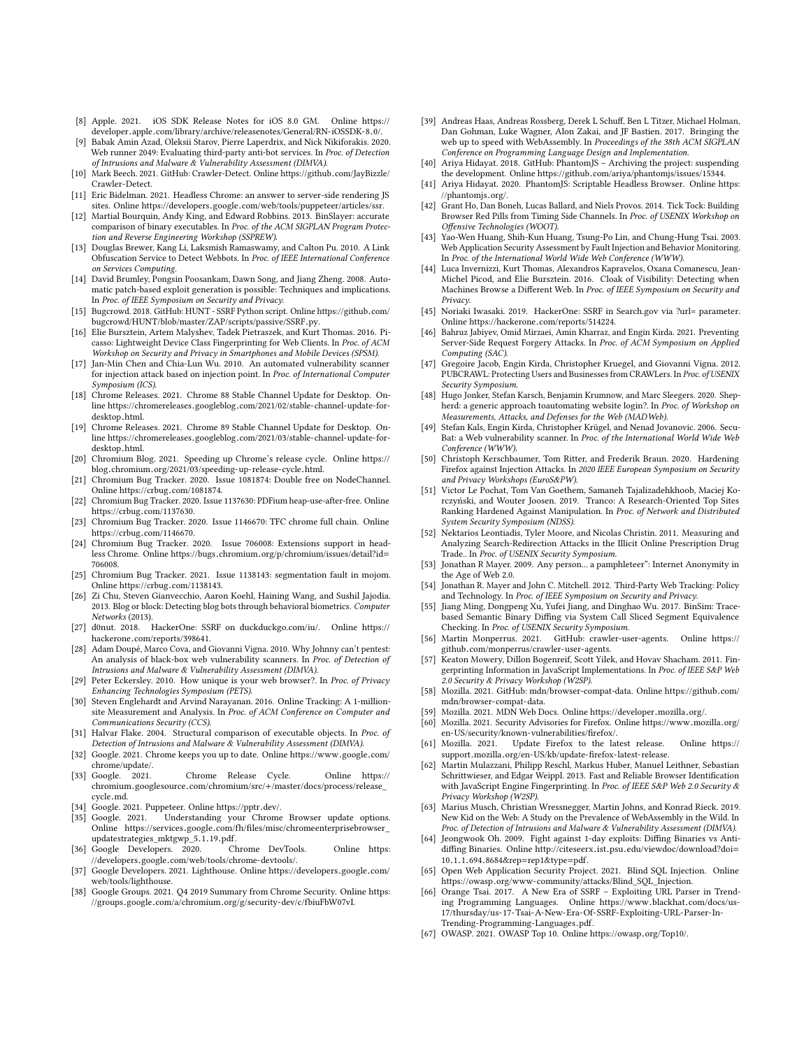[8] Apple. 2021. iOS SDK Release Notes for iOS 8.0 GM. Online https://developer.apple.com/library/archive/releasenotes/General/RN-iOSSDK-8.0/.

[9] Babak Amin Azad, Oleksii Starov, Pierre Laperdrix, and Nick Nikiforakis. 2020. Web runner 2049: Evaluating third-party anti-bot services. In *Proc. of Detection of Intrusions and Malware & Vulnerability Assessment (DIMVA)*.

[10] Mark Beech. 2021. GitHub: Crawler-Detect. Online https://github.com/JayBizzle/Crawler-Detect.

[11] Eric Bidelman. 2021. Headless Chrome: an answer to server-side rendering JS sites. Online https://developers.google.com/web/tools/puppeteer/articles/ssr.

[12] Martial Bourquin, Andy King, and Edward Robbins. 2013. BinSlayer: accurate comparison of binary executables. In *Proc. of the ACM SIGPLAN Program Protection and Reverse Engineering Workshop (SSPREW)*.

[13] Douglas Brewer, Kang Li, Laksmish Ramaswamy, and Calton Pu. 2010. A Link Obfuscation Service to Detect Webbots. In *Proc. of IEEE International Conference on Services Computing*.

[14] David Brumley, Pongsin Poosankam, Dawn Song, and Jiang Zheng. 2008. Automatic patch-based exploit generation is possible: Techniques and implications. In *Proc. of IEEE Symposium on Security and Privacy*.

[15] Bugcrowd. 2018. GitHub: HUNT - SSRF Python script. Online https://github.com/bugcrowd/HUNT/blob/master/ZAP/scripts/passive/SSRF.py.

[16] Elie Bursztein, Artem Malyshev, Tadek Pietraszek, and Kurt Thomas. 2016. Picasso: Lightweight Device Class Fingerprinting for Web Clients. In *Proc. of ACM Workshop on Security and Privacy in Smartphones and Mobile Devices (SPSM)*.

[17] Jan-Min Chen and Chia-Lun Wu. 2010. An automated vulnerability scanner for injection attack based on injection point. In *Proc. of International Computer Symposium (ICS)*.

[18] Chrome Releases. 2021. Chrome 88 Stable Channel Update for Desktop. Online https://chromereleases.googleblog.com/2021/02/stable-channel-update-for-desktop.html.

[19] Chrome Releases. 2021. Chrome 89 Stable Channel Update for Desktop. Online https://chromereleases.googleblog.com/2021/03/stable-channel-update-for-desktop.html.

[20] Chromium Blog. 2021. Speeding up Chrome's release cycle. Online https://blog.chromium.org/2021/03/speeding-up-release-cycle.html.

[21] Chromium Bug Tracker. 2020. Issue 1081874: Double free on NodeChannel. Online https://crbug.com/1081874.

[22] Chromium Bug Tracker. 2020. Issue 1137630: PDFium heap-use-after-free. Online https://crbug.com/1137630.

[23] Chromium Bug Tracker. 2020. Issue 1146670: TFC chrome full chain. Online https://crbug.com/1146670.

[24] Chromium Bug Tracker. 2020. Issue 706008: Extensions support in headless Chrome. Online https://bugs.chromium.org/p/chromium/issues/detail?id=706008.

[25] Chromium Bug Tracker. 2021. Issue 1138143: segmentation fault in mojom. Online https://crbug.com/1138143.

[26] Zi Chu, Steven Gianvecchio, Aaron Koehl, Haining Wang, and Sushil Jajodia. 2013. Blog or block: Detecting blog bots through behavioral biometrics. *Computer Networks* (2013).

[27] d0nut. 2018. HackerOne: SSRF on duckduckgo.com/iu/. Online https://hackerone.com/reports/398641.

[28] Adam Doupé, Marco Cova, and Giovanni Vigna. 2010. Why Johnny can't pentest: An analysis of black-box web vulnerability scanners. In *Proc. of Detection of Intrusions and Malware & Vulnerability Assessment (DIMVA)*.

[29] Peter Eckersley. 2010. How unique is your web browser?. In *Proc. of Privacy Enhancing Technologies Symposium (PETS)*.

[30] Steven Englehardt and Arvind Narayanan. 2016. Online Tracking: A 1-million-site Measurement and Analysis. In *Proc. of ACM Conference on Computer and Communications Security (CCS)*.

[31] Halvar Flake. 2004. Structural comparison of executable objects. In *Proc. of Detection of Intrusions and Malware & Vulnerability Assessment (DIMVA)*.

[32] Google. 2021. Chrome keeps you up to date. Online https://www.google.com/chrome/update/.

[33] Google. 2021. Chrome Release Cycle. Online https://chromium.googlesource.com/chromium/src/+/master/docs/process/release_cycle.md.

[34] Google. 2021. Puppeteer. Online https://pptr.dev/.

[35] Google. 2021. Understanding your Chrome Browser update options. Online https://services.google.com/fh/files/misc/chromeenterprisebrowser_updatestrategies_mktgwp_5.1.19.pdf.

[36] Google Developers. 2020. Chrome DevTools. Online https://developers.google.com/web/tools/chrome-devtools/.

[37] Google Developers. 2021. Lighthouse. Online https://developers.google.com/web/tools/lighthouse.

[38] Google Groups. 2021. Q4 2019 Summary from Chrome Security. Online https://groups.google.com/a/chromium.org/g/security-dev/c/fbiuFbW07vI.

[39] Andreas Haas, Andreas Rossberg, Derek L Schuff, Ben L Titzer, Michael Holman, Dan Gohman, Luke Wagner, Alon Zakai, and JF Bastien. 2017. Bringing the web up to speed with WebAssembly. In *Proceedings of the 38th ACM SIGPLAN Conference on Programming Language Design and Implementation*.

[40] Ariya Hidayat. 2018. GitHub: PhantomJS – Archiving the project: suspending the development. Online https://github.com/ariya/phantomjs/issues/15344.

[41] Ariya Hidayat. 2020. PhantomJS: Scriptable Headless Browser. Online https://phantomjs.org/.

[42] Grant Ho, Dan Boneh, Lucas Ballard, and Niels Provos. 2014. Tick Tock: Building Browser Red Pills from Timing Side Channels. In *Proc. of USENIX Workshop on Offensive Technologies (WOOT)*.

[43] Yao-Wen Huang, Shih-Kun Huang, Tsung-Po Lin, and Chung-Hung Tsai. 2003. Web Application Security Assessment by Fault Injection and Behavior Monitoring. In *Proc. of the International World Wide Web Conference (WWW)*.

[44] Luca Invernizzi, Kurt Thomas, Alexandros Kapravelos, Oxana Comanescu, Jean-Michel Picod, and Elie Bursztein. 2016. Cloak of Visibility: Detecting when Machines Browse a Different Web. In *Proc. of IEEE Symposium on Security and Privacy*.

[45] Noriaki Iwasaki. 2019. HackerOne: SSRF in Search.gov via ?url= parameter. Online https://hackerone.com/reports/514224.

[46] Bahruz Jabiyev, Omid Mirzaei, Amin Kharraz, and Engin Kirda. 2021. Preventing Server-Side Request Forgery Attacks. In *Proc. of ACM Symposium on Applied Computing (SAC)*.

[47] Gregoire Jacob, Engin Kirda, Christopher Kruegel, and Giovanni Vigna. 2012. PUBCRAWL: Protecting Users and Businesses from CRAWLers. In *Proc. of USENIX Security Symposium*.

[48] Hugo Jonker, Stefan Karsch, Benjamin Krumnow, and Marc Sleegers. 2020. Shepherd: a generic approach toautomating website login?. In *Proc. of Workshop on Measurements, Attacks, and Defenses for the Web (MADWeb)*.

[49] Stefan Kals, Engin Kirda, Christopher Krügel, and Nenad Jovanovic. 2006. SecuBat: a Web vulnerability scanner. In *Proc. of the International World Wide Web Conference (WWW)*.

[50] Christoph Kerschbaumer, Tom Ritter, and Frederik Braun. 2020. Hardening Firefox against Injection Attacks. In *2020 IEEE European Symposium on Security and Privacy Workshops (EuroS&PW)*.

[51] Victor Le Pochat, Tom Van Goethem, Samaneh Tajalizadehkhoob, Maciej Korczyński, and Wouter Joosen. 2019. Tranco: A Research-Oriented Top Sites Ranking Hardened Against Manipulation. In *Proc. of Network and Distributed System Security Symposium (NDSS)*.

[52] Nektarios Leontiadis, Tyler Moore, and Nicolas Christin. 2011. Measuring and Analyzing Search-Redirection Attacks in the Illicit Online Prescription Drug Trade.. In *Proc. of USENIX Security Symposium*.

[53] Jonathan R Mayer. 2009. Any person... a pamphleteer": Internet Anonymity in the Age of Web 2.0.

[54] Jonathan R. Mayer and John C. Mitchell. 2012. Third-Party Web Tracking: Policy and Technology. In *Proc. of IEEE Symposium on Security and Privacy*.

[55] Jiang Ming, Dongpeng Xu, Yufei Jiang, and Dinghao Wu. 2017. BinSim: Trace-based Semantic Binary Diffing via System Call Sliced Segment Equivalence Checking. In *Proc. of USENIX Security Symposium*.

[56] Martin Monperrus. 2021. GitHub: crawler-user-agents. Online https://github.com/monperrus/crawler-user-agents.

[57] Keaton Mowery, Dillon Bogenreif, Scott Yilek, and Hovav Shacham. 2011. Fingerprinting Information in JavaScript Implementations. In *Proc. of IEEE S&P Web 2.0 Security & Privacy Workshop (W2SP)*.

[58] Mozilla. 2021. GitHub: mdn/browser-compat-data. Online https://github.com/mdn/browser-compat-data.

[59] Mozilla. 2021. MDN Web Docs. Online https://developer.mozilla.org/.

[60] Mozilla. 2021. Security Advisories for Firefox. Online https://www.mozilla.org/en-US/security/known-vulnerabilities/firefox/.

[61] Mozilla. 2021. Update Firefox to the latest release. Online https://support.mozilla.org/en-US/kb/update-firefox-latest-release.

[62] Martin Mulazzani, Philipp Reschl, Markus Huber, Manuel Leithner, Sebastian Schrittwieser, and Edgar Weippl. 2013. Fast and Reliable Browser Identification with JavaScript Engine Fingerprinting. In *Proc. of IEEE S&P Web 2.0 Security & Privacy Workshop (W2SP)*.

[63] Marius Musch, Christian Wressnegger, Martin Johns, and Konrad Rieck. 2019. New Kid on the Web: A Study on the Prevalence of WebAssembly in the Wild. In *Proc. of Detection of Intrusions and Malware & Vulnerability Assessment (DIMVA)*.

[64] Jeongwook Oh. 2009. Fight against 1-day exploits: Diffing Binaries vs Anti-diffing Binaries. Online http://citeseerx.ist.psu.edu/viewdoc/download?doi=10.1.1.694.8684&rep=rep1&type=pdf.

[65] Open Web Application Security Project. 2021. Blind SQL Injection. Online https://owasp.org/www-community/attacks/Blind_SQL_Injection.

[66] Orange Tsai. 2017. A New Era of SSRF – Exploiting URL Parser in Trending Programming Languages. Online https://www.blackhat.com/docs/us-17/thursday/us-17-Tsai-A-New-Era-Of-SSRF-Exploiting-URL-Parser-In-Trending-Programming-Languages.pdf.

[67] OWASP. 2021. OWASP Top 10. Online https://owasp.org/Top10/.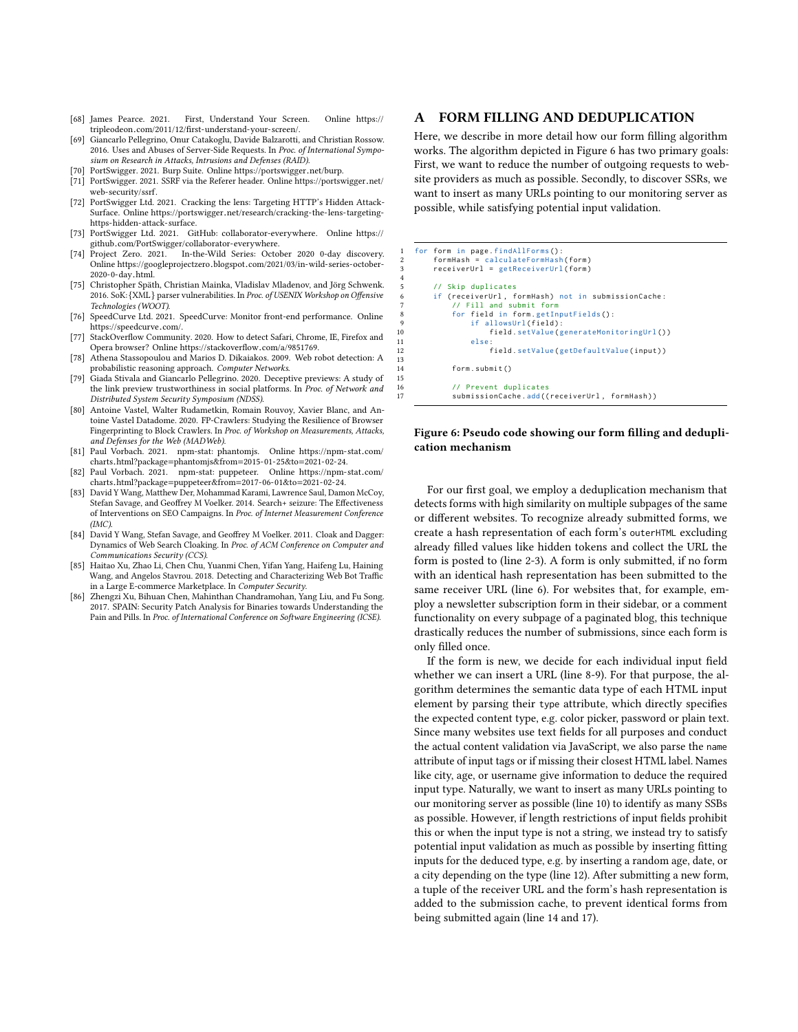[68] James Pearce. 2021. First, Understand Your Screen. Online https://tripleodeon.com/2011/12/first-understand-your-screen/.

[69] Giancarlo Pellegrino, Onur Catakoglu, Davide Balzarotti, and Christian Rossow. 2016. Uses and Abuses of Server-Side Requests. In *Proc. of International Symposium on Research in Attacks, Intrusions and Defenses (RAID)*.

[70] PortSwigger. 2021. Burp Suite. Online https://portswigger.net/burp.

[71] PortSwigger. 2021. SSRF via the Referer header. Online https://portswigger.net/web-security/ssrf.

[72] PortSwigger Ltd. 2021. Cracking the lens: Targeting HTTP's Hidden Attack-Surface. Online https://portswigger.net/research/cracking-the-lens-targeting-https-hidden-attack-surface.

[73] PortSwigger Ltd. 2021. GitHub: collaborator-everywhere. Online https://github.com/PortSwigger/collaborator-everywhere.

[74] Project Zero. 2021. In-the-Wild Series: October 2020 0-day discovery. Online https://googleprojectzero.blogspot.com/2021/03/in-wild-series-october-2020-0-day.html.

[75] Christopher Späth, Christian Mainka, Vladislav Mladenov, and Jörg Schwenk. 2016. SoK:{XML} parser vulnerabilities. In *Proc. of USENIX Workshop on Offensive Technologies (WOOT)*.

[76] SpeedCurve Ltd. 2021. SpeedCurve: Monitor front-end performance. Online https://speedcurve.com/.

[77] StackOverflow Community. 2020. How to detect Safari, Chrome, IE, Firefox and Opera browser? Online https://stackoverflow.com/a/9851769.

[78] Athena Stassopoulou and Marios D. Dikaiakos. 2009. Web robot detection: A probabilistic reasoning approach. *Computer Networks*.

[79] Giada Stivala and Giancarlo Pellegrino. 2020. Deceptive previews: A study of the link preview trustworthiness in social platforms. In *Proc. of Network and Distributed System Security Symposium (NDSS)*.

[80] Antoine Vastel, Walter Rudametkin, Romain Rouvoy, Xavier Blanc, and Antoine Vastel Datadome. 2020. FP-Crawlers: Studying the Resilience of Browser Fingerprinting to Block Crawlers. In *Proc. of Workshop on Measurements, Attacks, and Defenses for the Web (MADWeb)*.

[81] Paul Vorbach. 2021. npm-stat: phantomjs. Online https://npm-stat.com/charts.html?package=phantomjs&from=2015-01-25&to=2021-02-24.

[82] Paul Vorbach. 2021. npm-stat: puppeteer. Online https://npm-stat.com/charts.html?package=puppeteer&from=2017-06-01&to=2021-02-24.

[83] David Y Wang, Matthew Der, Mohammad Karami, Lawrence Saul, Damon McCoy, Stefan Savage, and Geoffrey M Voelker. 2014. Search+ seizure: The Effectiveness of Interventions on SEO Campaigns. In *Proc. of Internet Measurement Conference (IMC)*.

[84] David Y Wang, Stefan Savage, and Geoffrey M Voelker. 2011. Cloak and Dagger: Dynamics of Web Search Cloaking. In *Proc. of ACM Conference on Computer and Communications Security (CCS)*.

[85] Haitao Xu, Zhao Li, Chen Chu, Yuanmi Chen, Yifan Yang, Haifeng Lu, Haining Wang, and Angelos Stavrou. 2018. Detecting and Characterizing Web Bot Traffic in a Large E-commerce Marketplace. In *Computer Security*.

[86] Zhengzi Xu, Bihuan Chen, Mahinthan Chandramohan, Yang Liu, and Fu Song. 2017. SPAIN: Security Patch Analysis for Binaries towards Understanding the Pain and Pills. In *Proc. of International Conference on Software Engineering (ICSE)*.

# A FORM FILLING AND DEDUPLICATION

Here, we describe in more detail how our form filling algorithm works. The algorithm depicted in Figure 6 has two primary goals: First, we want to reduce the number of outgoing requests to website providers as much as possible. Secondly, to discover SSRs, we want to insert as many URLs pointing to our monitoring server as possible, while satisfying potential input validation.

```
1  for form in page.findAllForms():
2      formHash = calculateFormHash(form)
3      receiverUrl = getReceiverUrl(form)
4
5      // Skip duplicates
6      if (receiverUrl, formHash) not in submissionCache:
7          // Fill and submit form
8          for field in form.getInputFields():
9              if allowsUrl(field):
10                 field.setValue(generateMonitoringUrl())
11             else:
12                 field.setValue(getDefaultValue(input))
13
14         form.submit()
15
16         // Prevent duplicates
17         submissionCache.add((receiverUrl, formHash))
```

**Figure 6: Pseudo code showing our form filling and deduplication mechanism**

For our first goal, we employ a deduplication mechanism that detects forms with high similarity on multiple subpages of the same or different websites. To recognize already submitted forms, we create a hash representation of each form's `outerHTML` excluding already filled values like hidden tokens and collect the URL the form is posted to (line 2-3). A form is only submitted, if no form with an identical hash representation has been submitted to the same receiver URL (line 6). For websites that, for example, employ a newsletter subscription form in their sidebar, or a comment functionality on every subpage of a paginated blog, this technique drastically reduces the number of submissions, since each form is only filled once.

If the form is new, we decide for each individual input field whether we can insert a URL (line 8-9). For that purpose, the algorithm determines the semantic data type of each HTML input element by parsing their `type` attribute, which directly specifies the expected content type, e.g. color picker, password or plain text. Since many websites use text fields for all purposes and conduct the actual content validation via JavaScript, we also parse the `name` attribute of input tags or if missing their closest HTML label. Names like city, age, or username give information to deduce the required input type. Naturally, we want to insert as many URLs pointing to our monitoring server as possible (line 10) to identify as many SSBs as possible. However, if length restrictions of input fields prohibit this or when the input type is not a string, we instead try to satisfy potential input validation as much as possible by inserting fitting inputs for the deduced type, e.g. by inserting a random age, date, or a city depending on the type (line 12). After submitting a new form, a tuple of the receiver URL and the form's hash representation is added to the submission cache, to prevent identical forms from being submitted again (line 14 and 17).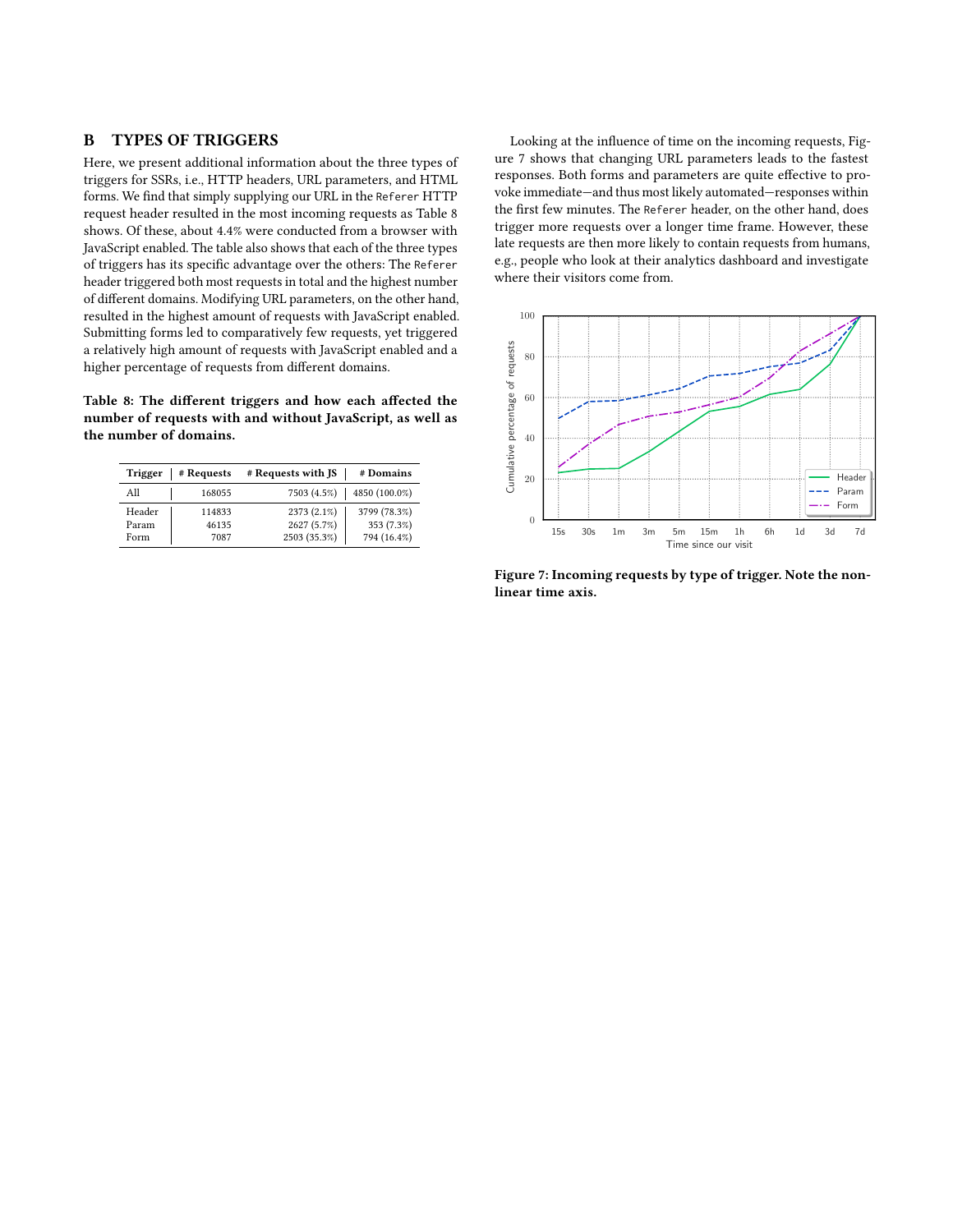## B TYPES OF TRIGGERS

Here, we present additional information about the three types of triggers for SSRs, i.e., HTTP headers, URL parameters, and HTML forms. We find that simply supplying our URL in the `Referer` HTTP request header resulted in the most incoming requests as Table 8 shows. Of these, about 4.4% were conducted from a browser with JavaScript enabled. The table also shows that each of the three types of triggers has its specific advantage over the others: The `Referer` header triggered both most requests in total and the highest number of different domains. Modifying URL parameters, on the other hand, resulted in the highest amount of requests with JavaScript enabled. Submitting forms led to comparatively few requests, yet triggered a relatively high amount of requests with JavaScript enabled and a higher percentage of requests from different domains.

**Table 8: The different triggers and how each affected the number of requests with and without JavaScript, as well as the number of domains.**

| Trigger | # Requests | # Requests with JS | # Domains |
|---|---|---|---|
| All | 168055 | 7503 (4.5%) | 4850 (100.0%) |
| Header | 114833 | 2373 (2.1%) | 3799 (78.3%) |
| Param | 46135 | 2627 (5.7%) | 353 (7.3%) |
| Form | 7087 | 2503 (35.3%) | 794 (16.4%) |

Looking at the influence of time on the incoming requests, Figure 7 shows that changing URL parameters leads to the fastest responses. Both forms and parameters are quite effective to provoke immediate—and thus most likely automated—responses within the first few minutes. The `Referer` header, on the other hand, does trigger more requests over a longer time frame. However, these late requests are then more likely to contain requests from humans, e.g., people who look at their analytics dashboard and investigate where their visitors come from.

Cumulative percentage of requests

100
80
60
40
20
0

15s 30s 1m 3m 5m 15m 1h 6h 1d 3d 7d

Time since our visit

Header
Param
Form

**Figure 7: Incoming requests by type of trigger. Note the non-linear time axis.**